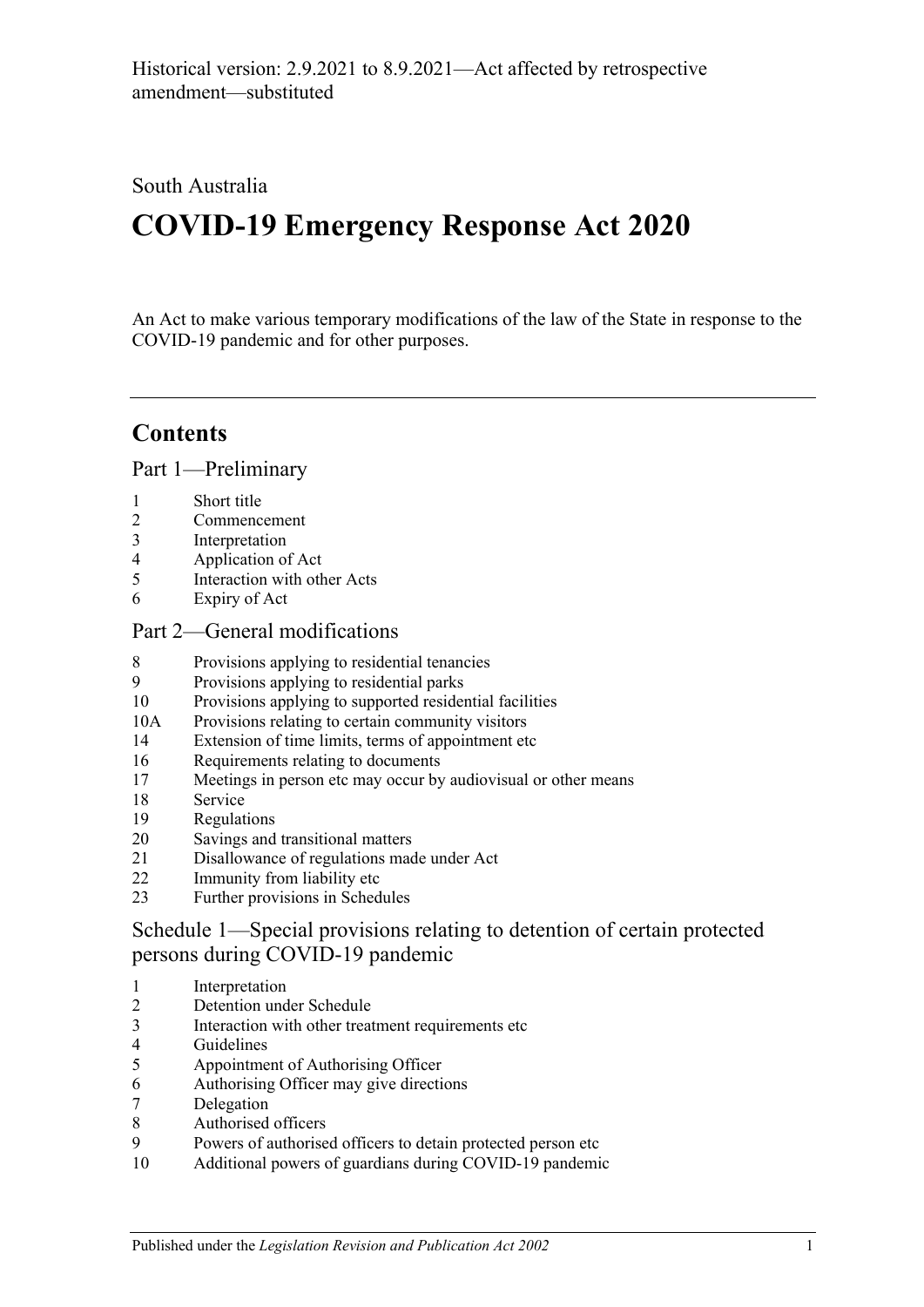Historical version: 2.9.2021 to 8.9.2021—Act affected by retrospective amendment—substituted

South Australia

# COVID-19 Emergency Response Act 2020

An Act to make various temporary modifications of the law of the State in response to the COVID-19 pandemic and for other purposes.

---

## Contents

### Part 1—Preliminary

1 Short title
2 Commencement
3 Interpretation
4 Application of Act
5 Interaction with other Acts
6 Expiry of Act

### Part 2—General modifications

8 Provisions applying to residential tenancies
9 Provisions applying to residential parks
10 Provisions applying to supported residential facilities
10A Provisions relating to certain community visitors
14 Extension of time limits, terms of appointment etc
16 Requirements relating to documents
17 Meetings in person etc may occur by audiovisual or other means
18 Service
19 Regulations
20 Savings and transitional matters
21 Disallowance of regulations made under Act
22 Immunity from liability etc
23 Further provisions in Schedules

### Schedule 1—Special provisions relating to detention of certain protected persons during COVID-19 pandemic

1 Interpretation
2 Detention under Schedule
3 Interaction with other treatment requirements etc
4 Guidelines
5 Appointment of Authorising Officer
6 Authorising Officer may give directions
7 Delegation
8 Authorised officers
9 Powers of authorised officers to detain protected person etc
10 Additional powers of guardians during COVID-19 pandemic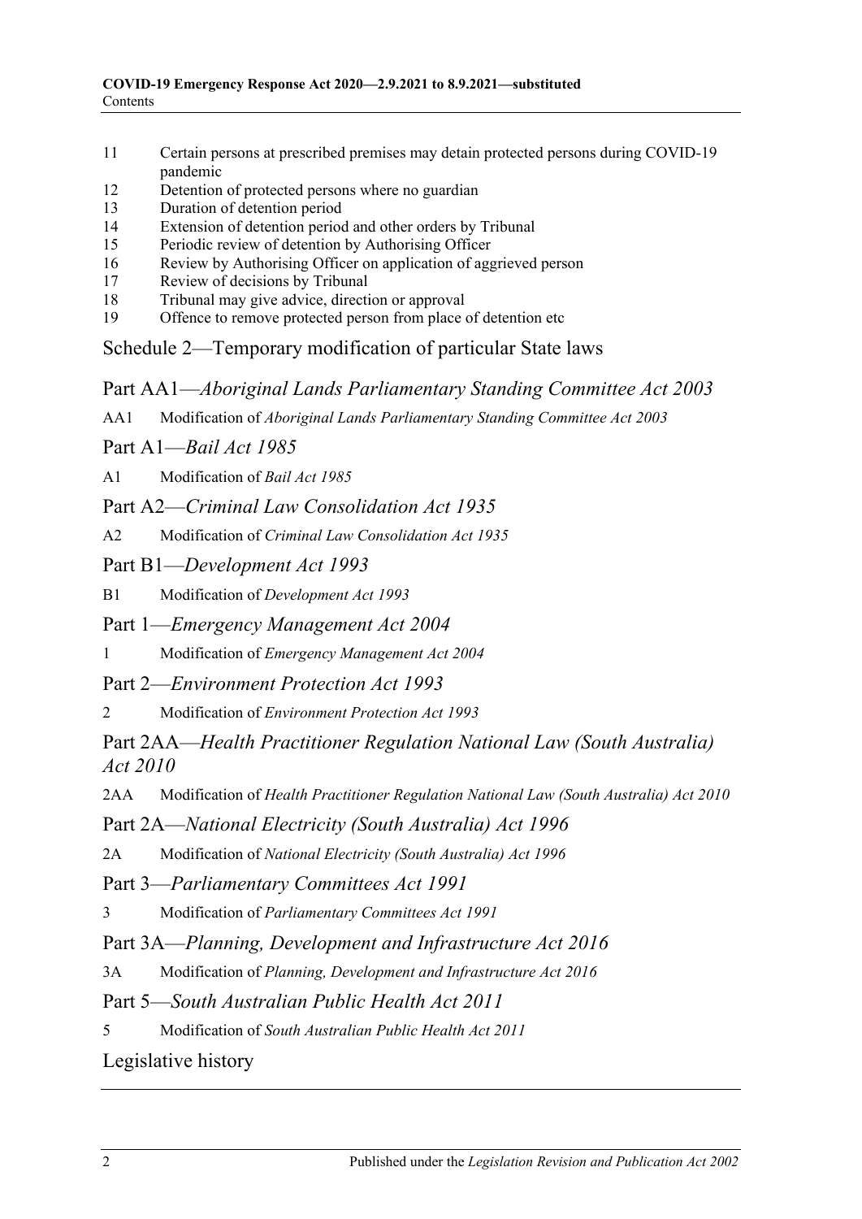11 Certain persons at prescribed premises may detain protected persons during COVID-19 pandemic
12 Detention of protected persons where no guardian
13 Duration of detention period
14 Extension of detention period and other orders by Tribunal
15 Periodic review of detention by Authorising Officer
16 Review by Authorising Officer on application of aggrieved person
17 Review of decisions by Tribunal
18 Tribunal may give advice, direction or approval
19 Offence to remove protected person from place of detention etc

## Schedule 2—Temporary modification of particular State laws

### Part AA1—*Aboriginal Lands Parliamentary Standing Committee Act 2003*

AA1 Modification of *Aboriginal Lands Parliamentary Standing Committee Act 2003*

### Part A1—*Bail Act 1985*

A1 Modification of *Bail Act 1985*

### Part A2—*Criminal Law Consolidation Act 1935*

A2 Modification of *Criminal Law Consolidation Act 1935*

### Part B1—*Development Act 1993*

B1 Modification of *Development Act 1993*

### Part 1—*Emergency Management Act 2004*

1 Modification of *Emergency Management Act 2004*

### Part 2—*Environment Protection Act 1993*

2 Modification of *Environment Protection Act 1993*

### Part 2AA—*Health Practitioner Regulation National Law (South Australia) Act 2010*

2AA Modification of *Health Practitioner Regulation National Law (South Australia) Act 2010*

### Part 2A—*National Electricity (South Australia) Act 1996*

2A Modification of *National Electricity (South Australia) Act 1996*

### Part 3—*Parliamentary Committees Act 1991*

3 Modification of *Parliamentary Committees Act 1991*

### Part 3A—*Planning, Development and Infrastructure Act 2016*

3A Modification of *Planning, Development and Infrastructure Act 2016*

### Part 5—*South Australian Public Health Act 2011*

5 Modification of *South Australian Public Health Act 2011*

## Legislative history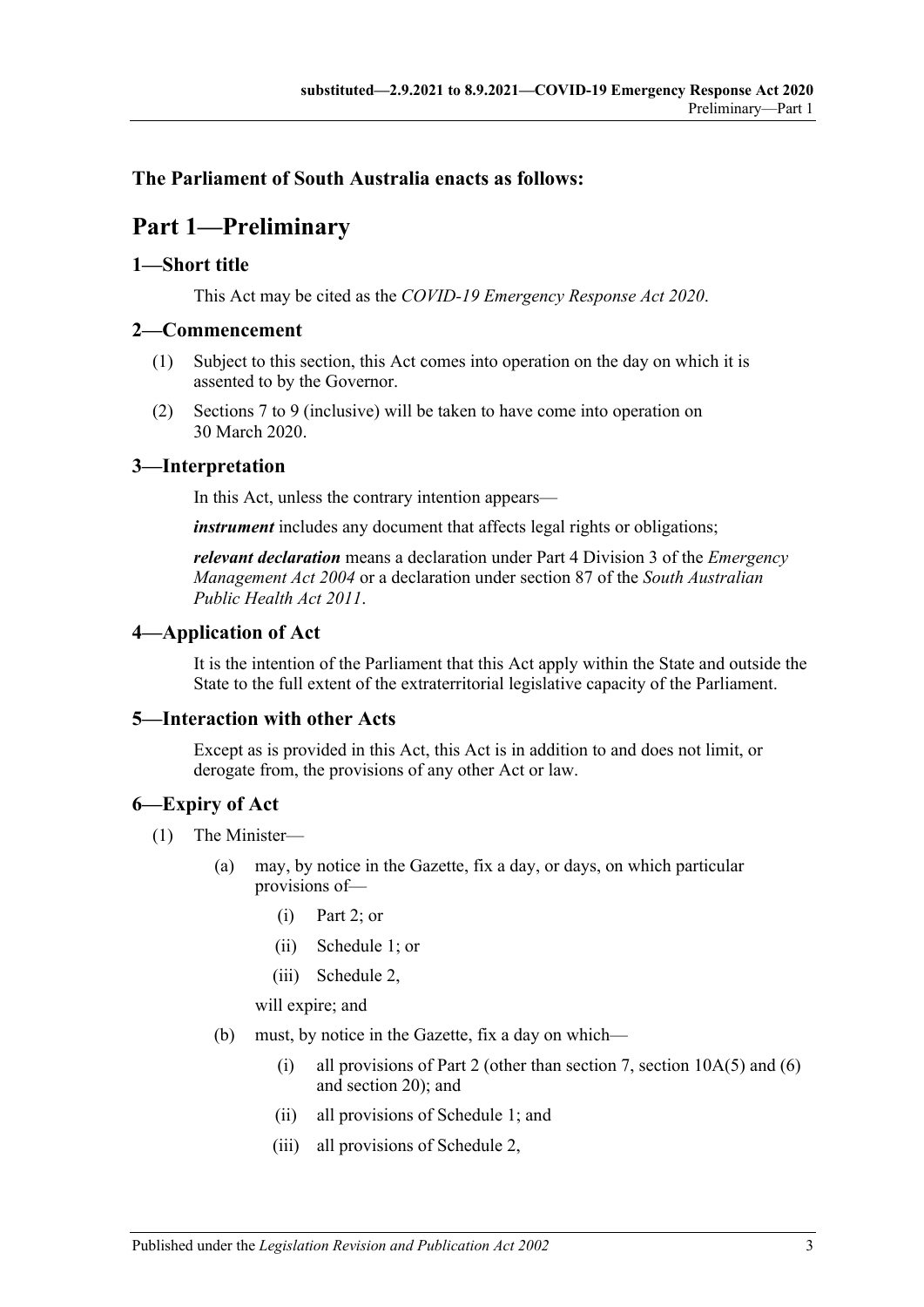## The Parliament of South Australia enacts as follows:

# Part 1—Preliminary

### 1—Short title

This Act may be cited as the *COVID-19 Emergency Response Act 2020*.

### 2—Commencement

(1) Subject to this section, this Act comes into operation on the day on which it is assented to by the Governor.

(2) Sections 7 to 9 (inclusive) will be taken to have come into operation on 30 March 2020.

### 3—Interpretation

In this Act, unless the contrary intention appears—

***instrument*** includes any document that affects legal rights or obligations;

***relevant declaration*** means a declaration under Part 4 Division 3 of the *Emergency Management Act 2004* or a declaration under section 87 of the *South Australian Public Health Act 2011*.

### 4—Application of Act

It is the intention of the Parliament that this Act apply within the State and outside the State to the full extent of the extraterritorial legislative capacity of the Parliament.

### 5—Interaction with other Acts

Except as is provided in this Act, this Act is in addition to and does not limit, or derogate from, the provisions of any other Act or law.

### 6—Expiry of Act

(1) The Minister—

- (a) may, by notice in the Gazette, fix a day, or days, on which particular provisions of—
  - (i) Part 2; or
  - (ii) Schedule 1; or
  - (iii) Schedule 2,

  will expire; and

- (b) must, by notice in the Gazette, fix a day on which—
  - (i) all provisions of Part 2 (other than section 7, section 10A(5) and (6) and section 20); and
  - (ii) all provisions of Schedule 1; and
  - (iii) all provisions of Schedule 2,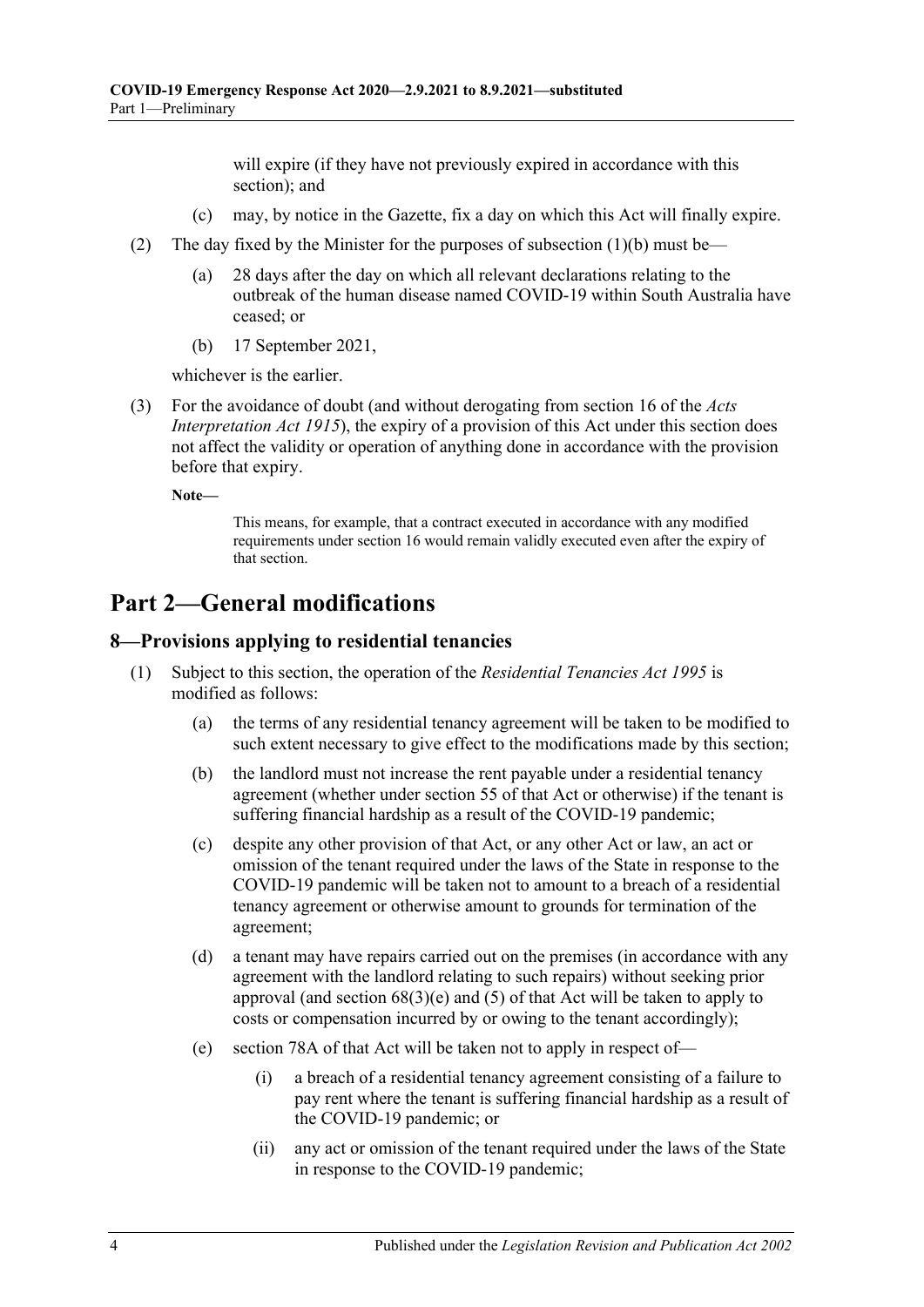will expire (if they have not previously expired in accordance with this section); and

(c) may, by notice in the Gazette, fix a day on which this Act will finally expire.

(2) The day fixed by the Minister for the purposes of subsection (1)(b) must be—

(a) 28 days after the day on which all relevant declarations relating to the outbreak of the human disease named COVID-19 within South Australia have ceased; or

(b) 17 September 2021,

whichever is the earlier.

(3) For the avoidance of doubt (and without derogating from section 16 of the *Acts Interpretation Act 1915*), the expiry of a provision of this Act under this section does not affect the validity or operation of anything done in accordance with the provision before that expiry.

**Note—**

This means, for example, that a contract executed in accordance with any modified requirements under section 16 would remain validly executed even after the expiry of that section.

# Part 2—General modifications

## 8—Provisions applying to residential tenancies

(1) Subject to this section, the operation of the *Residential Tenancies Act 1995* is modified as follows:

(a) the terms of any residential tenancy agreement will be taken to be modified to such extent necessary to give effect to the modifications made by this section;

(b) the landlord must not increase the rent payable under a residential tenancy agreement (whether under section 55 of that Act or otherwise) if the tenant is suffering financial hardship as a result of the COVID-19 pandemic;

(c) despite any other provision of that Act, or any other Act or law, an act or omission of the tenant required under the laws of the State in response to the COVID-19 pandemic will be taken not to amount to a breach of a residential tenancy agreement or otherwise amount to grounds for termination of the agreement;

(d) a tenant may have repairs carried out on the premises (in accordance with any agreement with the landlord relating to such repairs) without seeking prior approval (and section 68(3)(e) and (5) of that Act will be taken to apply to costs or compensation incurred by or owing to the tenant accordingly);

(e) section 78A of that Act will be taken not to apply in respect of—

(i) a breach of a residential tenancy agreement consisting of a failure to pay rent where the tenant is suffering financial hardship as a result of the COVID-19 pandemic; or

(ii) any act or omission of the tenant required under the laws of the State in response to the COVID-19 pandemic;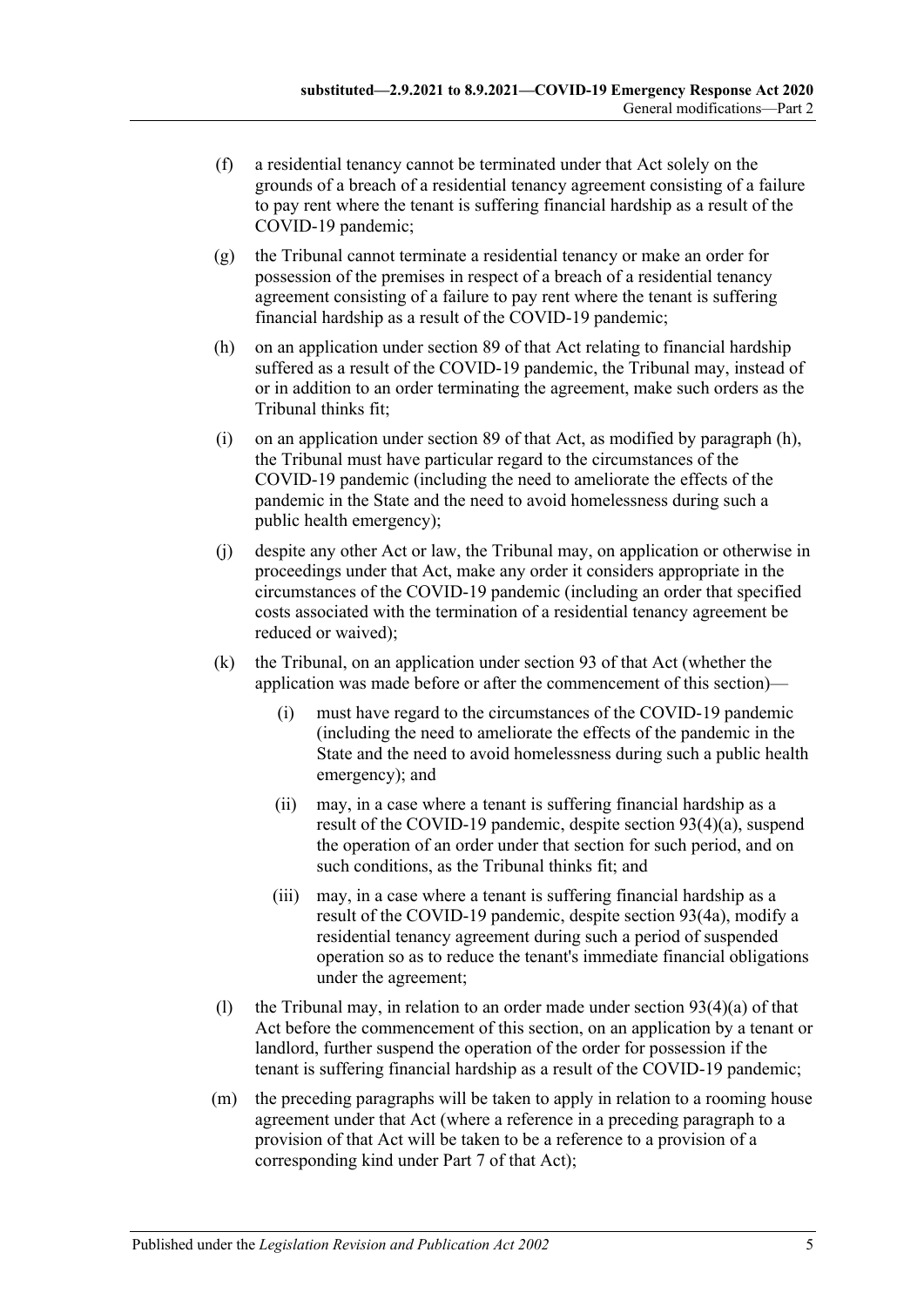(f) a residential tenancy cannot be terminated under that Act solely on the grounds of a breach of a residential tenancy agreement consisting of a failure to pay rent where the tenant is suffering financial hardship as a result of the COVID-19 pandemic;

(g) the Tribunal cannot terminate a residential tenancy or make an order for possession of the premises in respect of a breach of a residential tenancy agreement consisting of a failure to pay rent where the tenant is suffering financial hardship as a result of the COVID-19 pandemic;

(h) on an application under section 89 of that Act relating to financial hardship suffered as a result of the COVID-19 pandemic, the Tribunal may, instead of or in addition to an order terminating the agreement, make such orders as the Tribunal thinks fit;

(i) on an application under section 89 of that Act, as modified by paragraph (h), the Tribunal must have particular regard to the circumstances of the COVID-19 pandemic (including the need to ameliorate the effects of the pandemic in the State and the need to avoid homelessness during such a public health emergency);

(j) despite any other Act or law, the Tribunal may, on application or otherwise in proceedings under that Act, make any order it considers appropriate in the circumstances of the COVID-19 pandemic (including an order that specified costs associated with the termination of a residential tenancy agreement be reduced or waived);

(k) the Tribunal, on an application under section 93 of that Act (whether the application was made before or after the commencement of this section)—

   (i) must have regard to the circumstances of the COVID-19 pandemic (including the need to ameliorate the effects of the pandemic in the State and the need to avoid homelessness during such a public health emergency); and

   (ii) may, in a case where a tenant is suffering financial hardship as a result of the COVID-19 pandemic, despite section 93(4)(a), suspend the operation of an order under that section for such period, and on such conditions, as the Tribunal thinks fit; and

   (iii) may, in a case where a tenant is suffering financial hardship as a result of the COVID-19 pandemic, despite section 93(4a), modify a residential tenancy agreement during such a period of suspended operation so as to reduce the tenant's immediate financial obligations under the agreement;

(l) the Tribunal may, in relation to an order made under section 93(4)(a) of that Act before the commencement of this section, on an application by a tenant or landlord, further suspend the operation of the order for possession if the tenant is suffering financial hardship as a result of the COVID-19 pandemic;

(m) the preceding paragraphs will be taken to apply in relation to a rooming house agreement under that Act (where a reference in a preceding paragraph to a provision of that Act will be taken to be a reference to a provision of a corresponding kind under Part 7 of that Act);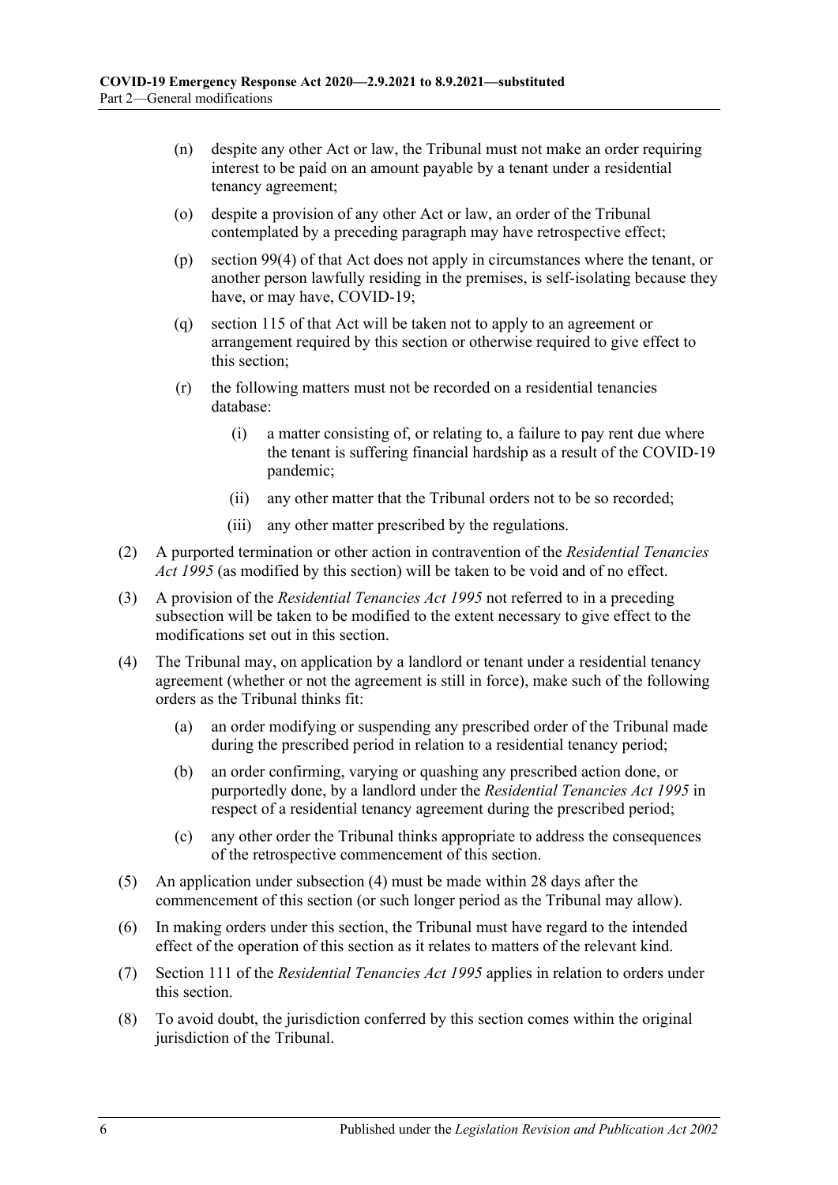(n) despite any other Act or law, the Tribunal must not make an order requiring interest to be paid on an amount payable by a tenant under a residential tenancy agreement;

(o) despite a provision of any other Act or law, an order of the Tribunal contemplated by a preceding paragraph may have retrospective effect;

(p) section 99(4) of that Act does not apply in circumstances where the tenant, or another person lawfully residing in the premises, is self-isolating because they have, or may have, COVID-19;

(q) section 115 of that Act will be taken not to apply to an agreement or arrangement required by this section or otherwise required to give effect to this section;

(r) the following matters must not be recorded on a residential tenancies database:

(i) a matter consisting of, or relating to, a failure to pay rent due where the tenant is suffering financial hardship as a result of the COVID-19 pandemic;

(ii) any other matter that the Tribunal orders not to be so recorded;

(iii) any other matter prescribed by the regulations.

(2) A purported termination or other action in contravention of the *Residential Tenancies Act 1995* (as modified by this section) will be taken to be void and of no effect.

(3) A provision of the *Residential Tenancies Act 1995* not referred to in a preceding subsection will be taken to be modified to the extent necessary to give effect to the modifications set out in this section.

(4) The Tribunal may, on application by a landlord or tenant under a residential tenancy agreement (whether or not the agreement is still in force), make such of the following orders as the Tribunal thinks fit:

(a) an order modifying or suspending any prescribed order of the Tribunal made during the prescribed period in relation to a residential tenancy period;

(b) an order confirming, varying or quashing any prescribed action done, or purportedly done, by a landlord under the *Residential Tenancies Act 1995* in respect of a residential tenancy agreement during the prescribed period;

(c) any other order the Tribunal thinks appropriate to address the consequences of the retrospective commencement of this section.

(5) An application under subsection (4) must be made within 28 days after the commencement of this section (or such longer period as the Tribunal may allow).

(6) In making orders under this section, the Tribunal must have regard to the intended effect of the operation of this section as it relates to matters of the relevant kind.

(7) Section 111 of the *Residential Tenancies Act 1995* applies in relation to orders under this section.

(8) To avoid doubt, the jurisdiction conferred by this section comes within the original jurisdiction of the Tribunal.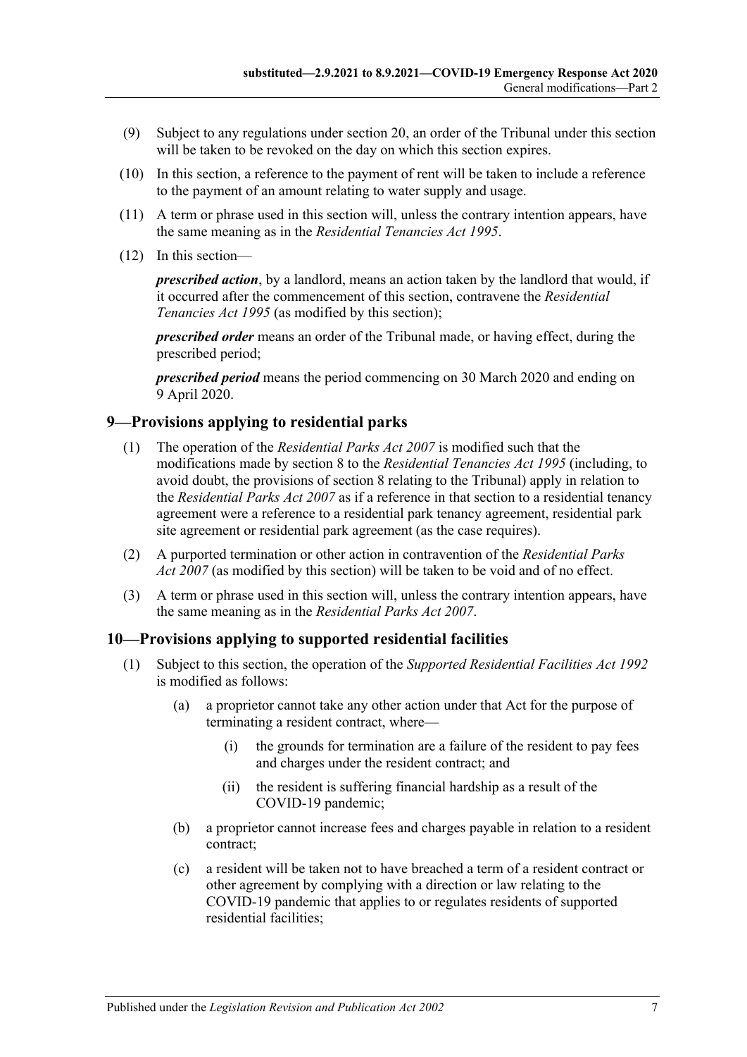(9) Subject to any regulations under section 20, an order of the Tribunal under this section will be taken to be revoked on the day on which this section expires.

(10) In this section, a reference to the payment of rent will be taken to include a reference to the payment of an amount relating to water supply and usage.

(11) A term or phrase used in this section will, unless the contrary intention appears, have the same meaning as in the *Residential Tenancies Act 1995*.

(12) In this section—

***prescribed action***, by a landlord, means an action taken by the landlord that would, if it occurred after the commencement of this section, contravene the *Residential Tenancies Act 1995* (as modified by this section);

***prescribed order*** means an order of the Tribunal made, or having effect, during the prescribed period;

***prescribed period*** means the period commencing on 30 March 2020 and ending on 9 April 2020.

## 9—Provisions applying to residential parks

(1) The operation of the *Residential Parks Act 2007* is modified such that the modifications made by section 8 to the *Residential Tenancies Act 1995* (including, to avoid doubt, the provisions of section 8 relating to the Tribunal) apply in relation to the *Residential Parks Act 2007* as if a reference in that section to a residential tenancy agreement were a reference to a residential park tenancy agreement, residential park site agreement or residential park agreement (as the case requires).

(2) A purported termination or other action in contravention of the *Residential Parks Act 2007* (as modified by this section) will be taken to be void and of no effect.

(3) A term or phrase used in this section will, unless the contrary intention appears, have the same meaning as in the *Residential Parks Act 2007*.

## 10—Provisions applying to supported residential facilities

(1) Subject to this section, the operation of the *Supported Residential Facilities Act 1992* is modified as follows:

- (a) a proprietor cannot take any other action under that Act for the purpose of terminating a resident contract, where—
  - (i) the grounds for termination are a failure of the resident to pay fees and charges under the resident contract; and
  - (ii) the resident is suffering financial hardship as a result of the COVID-19 pandemic;
- (b) a proprietor cannot increase fees and charges payable in relation to a resident contract;
- (c) a resident will be taken not to have breached a term of a resident contract or other agreement by complying with a direction or law relating to the COVID-19 pandemic that applies to or regulates residents of supported residential facilities;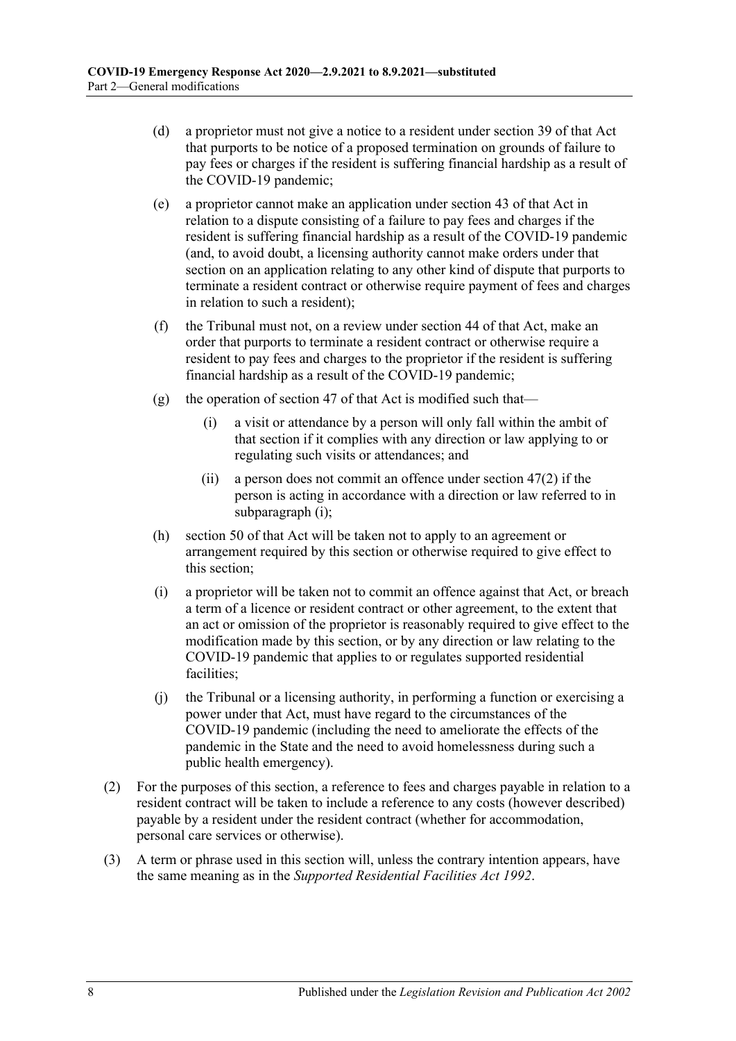(d) a proprietor must not give a notice to a resident under section 39 of that Act that purports to be notice of a proposed termination on grounds of failure to pay fees or charges if the resident is suffering financial hardship as a result of the COVID-19 pandemic;

(e) a proprietor cannot make an application under section 43 of that Act in relation to a dispute consisting of a failure to pay fees and charges if the resident is suffering financial hardship as a result of the COVID-19 pandemic (and, to avoid doubt, a licensing authority cannot make orders under that section on an application relating to any other kind of dispute that purports to terminate a resident contract or otherwise require payment of fees and charges in relation to such a resident);

(f) the Tribunal must not, on a review under section 44 of that Act, make an order that purports to terminate a resident contract or otherwise require a resident to pay fees and charges to the proprietor if the resident is suffering financial hardship as a result of the COVID-19 pandemic;

(g) the operation of section 47 of that Act is modified such that—

(i) a visit or attendance by a person will only fall within the ambit of that section if it complies with any direction or law applying to or regulating such visits or attendances; and

(ii) a person does not commit an offence under section 47(2) if the person is acting in accordance with a direction or law referred to in subparagraph (i);

(h) section 50 of that Act will be taken not to apply to an agreement or arrangement required by this section or otherwise required to give effect to this section;

(i) a proprietor will be taken not to commit an offence against that Act, or breach a term of a licence or resident contract or other agreement, to the extent that an act or omission of the proprietor is reasonably required to give effect to the modification made by this section, or by any direction or law relating to the COVID-19 pandemic that applies to or regulates supported residential facilities;

(j) the Tribunal or a licensing authority, in performing a function or exercising a power under that Act, must have regard to the circumstances of the COVID-19 pandemic (including the need to ameliorate the effects of the pandemic in the State and the need to avoid homelessness during such a public health emergency).

(2) For the purposes of this section, a reference to fees and charges payable in relation to a resident contract will be taken to include a reference to any costs (however described) payable by a resident under the resident contract (whether for accommodation, personal care services or otherwise).

(3) A term or phrase used in this section will, unless the contrary intention appears, have the same meaning as in the *Supported Residential Facilities Act 1992*.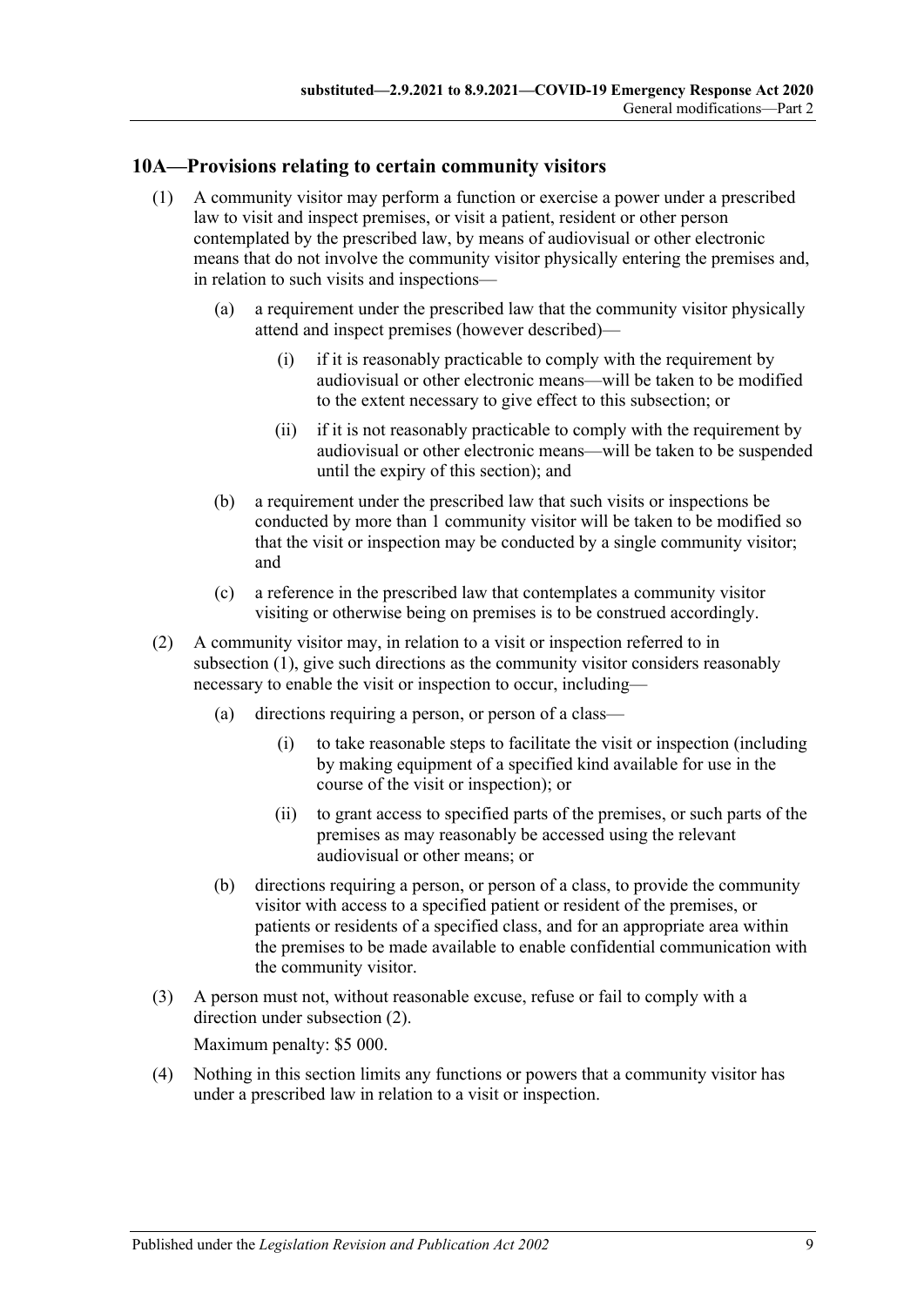## 10A—Provisions relating to certain community visitors

(1) A community visitor may perform a function or exercise a power under a prescribed law to visit and inspect premises, or visit a patient, resident or other person contemplated by the prescribed law, by means of audiovisual or other electronic means that do not involve the community visitor physically entering the premises and, in relation to such visits and inspections—

(a) a requirement under the prescribed law that the community visitor physically attend and inspect premises (however described)—

(i) if it is reasonably practicable to comply with the requirement by audiovisual or other electronic means—will be taken to be modified to the extent necessary to give effect to this subsection; or

(ii) if it is not reasonably practicable to comply with the requirement by audiovisual or other electronic means—will be taken to be suspended until the expiry of this section); and

(b) a requirement under the prescribed law that such visits or inspections be conducted by more than 1 community visitor will be taken to be modified so that the visit or inspection may be conducted by a single community visitor; and

(c) a reference in the prescribed law that contemplates a community visitor visiting or otherwise being on premises is to be construed accordingly.

(2) A community visitor may, in relation to a visit or inspection referred to in subsection (1), give such directions as the community visitor considers reasonably necessary to enable the visit or inspection to occur, including—

(a) directions requiring a person, or person of a class—

(i) to take reasonable steps to facilitate the visit or inspection (including by making equipment of a specified kind available for use in the course of the visit or inspection); or

(ii) to grant access to specified parts of the premises, or such parts of the premises as may reasonably be accessed using the relevant audiovisual or other means; or

(b) directions requiring a person, or person of a class, to provide the community visitor with access to a specified patient or resident of the premises, or patients or residents of a specified class, and for an appropriate area within the premises to be made available to enable confidential communication with the community visitor.

(3) A person must not, without reasonable excuse, refuse or fail to comply with a direction under subsection (2).

Maximum penalty: $5 000.

(4) Nothing in this section limits any functions or powers that a community visitor has under a prescribed law in relation to a visit or inspection.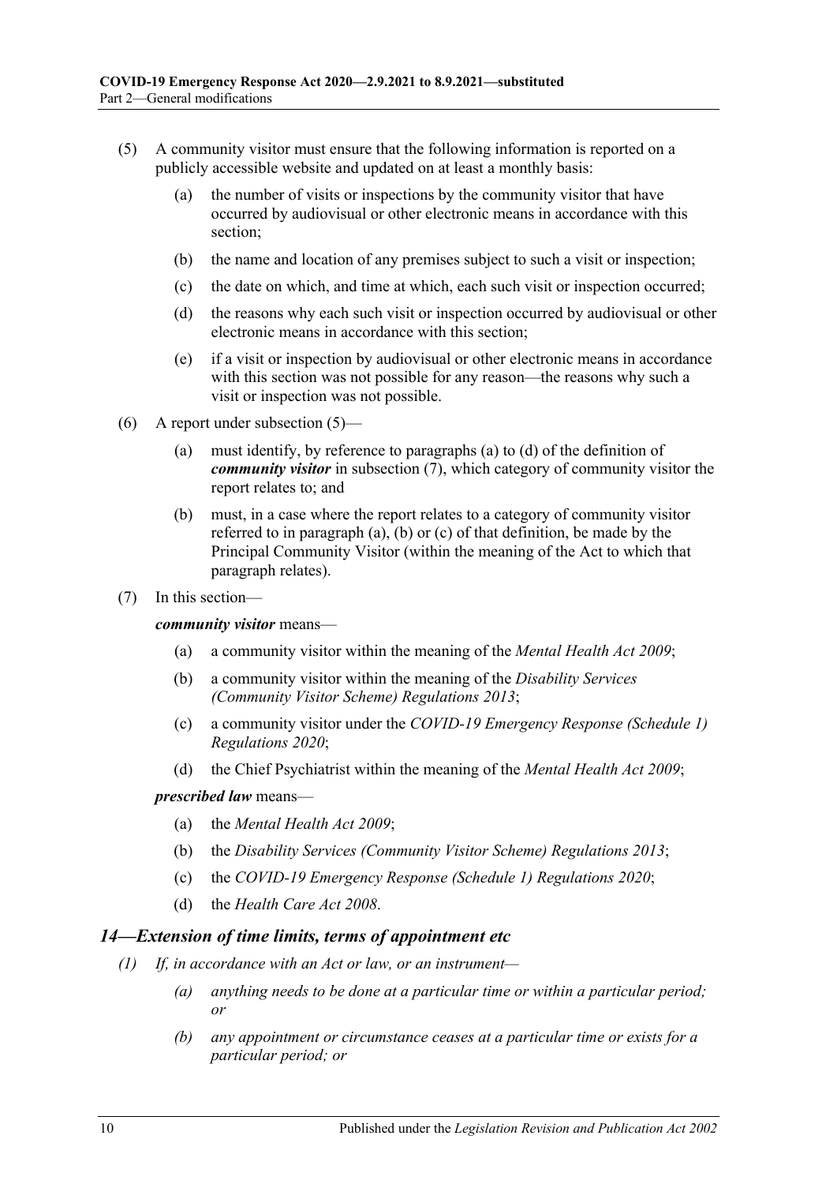(5) A community visitor must ensure that the following information is reported on a publicly accessible website and updated on at least a monthly basis:

(a) the number of visits or inspections by the community visitor that have occurred by audiovisual or other electronic means in accordance with this section;

(b) the name and location of any premises subject to such a visit or inspection;

(c) the date on which, and time at which, each such visit or inspection occurred;

(d) the reasons why each such visit or inspection occurred by audiovisual or other electronic means in accordance with this section;

(e) if a visit or inspection by audiovisual or other electronic means in accordance with this section was not possible for any reason—the reasons why such a visit or inspection was not possible.

(6) A report under subsection (5)—

(a) must identify, by reference to paragraphs (a) to (d) of the definition of ***community visitor*** in subsection (7), which category of community visitor the report relates to; and

(b) must, in a case where the report relates to a category of community visitor referred to in paragraph (a), (b) or (c) of that definition, be made by the Principal Community Visitor (within the meaning of the Act to which that paragraph relates).

(7) In this section—

***community visitor*** means—

(a) a community visitor within the meaning of the *Mental Health Act 2009*;

(b) a community visitor within the meaning of the *Disability Services (Community Visitor Scheme) Regulations 2013*;

(c) a community visitor under the *COVID-19 Emergency Response (Schedule 1) Regulations 2020*;

(d) the Chief Psychiatrist within the meaning of the *Mental Health Act 2009*;

***prescribed law*** means—

(a) the *Mental Health Act 2009*;

(b) the *Disability Services (Community Visitor Scheme) Regulations 2013*;

(c) the *COVID-19 Emergency Response (Schedule 1) Regulations 2020*;

(d) the *Health Care Act 2008*.

### *14—Extension of time limits, terms of appointment etc*

*(1) If, in accordance with an Act or law, or an instrument—*

*(a) anything needs to be done at a particular time or within a particular period; or*

*(b) any appointment or circumstance ceases at a particular time or exists for a particular period; or*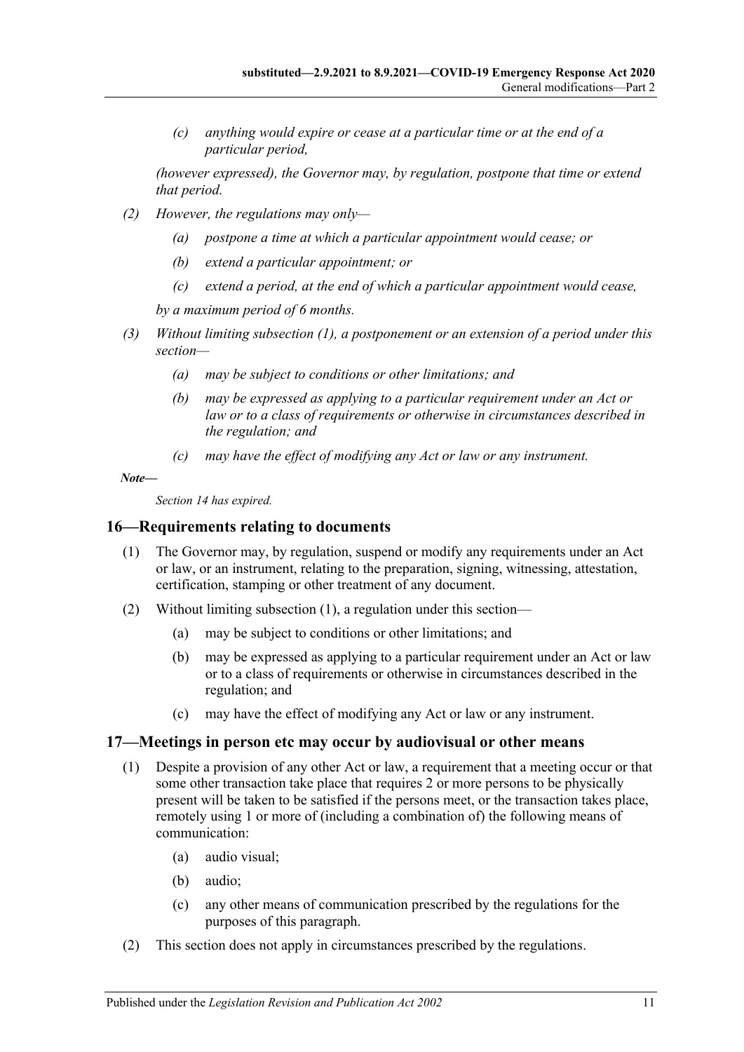*(c) anything would expire or cease at a particular time or at the end of a particular period,*

*(however expressed), the Governor may, by regulation, postpone that time or extend that period.*

*(2) However, the regulations may only—*

*(a) postpone a time at which a particular appointment would cease; or*

*(b) extend a particular appointment; or*

*(c) extend a period, at the end of which a particular appointment would cease,*

*by a maximum period of 6 months.*

*(3) Without limiting subsection (1), a postponement or an extension of a period under this section—*

*(a) may be subject to conditions or other limitations; and*

*(b) may be expressed as applying to a particular requirement under an Act or law or to a class of requirements or otherwise in circumstances described in the regulation; and*

*(c) may have the effect of modifying any Act or law or any instrument.*

***Note—***

*Section 14 has expired.*

## 16—Requirements relating to documents

(1) The Governor may, by regulation, suspend or modify any requirements under an Act or law, or an instrument, relating to the preparation, signing, witnessing, attestation, certification, stamping or other treatment of any document.

(2) Without limiting subsection (1), a regulation under this section—

(a) may be subject to conditions or other limitations; and

(b) may be expressed as applying to a particular requirement under an Act or law or to a class of requirements or otherwise in circumstances described in the regulation; and

(c) may have the effect of modifying any Act or law or any instrument.

## 17—Meetings in person etc may occur by audiovisual or other means

(1) Despite a provision of any other Act or law, a requirement that a meeting occur or that some other transaction take place that requires 2 or more persons to be physically present will be taken to be satisfied if the persons meet, or the transaction takes place, remotely using 1 or more of (including a combination of) the following means of communication:

(a) audio visual;

(b) audio;

(c) any other means of communication prescribed by the regulations for the purposes of this paragraph.

(2) This section does not apply in circumstances prescribed by the regulations.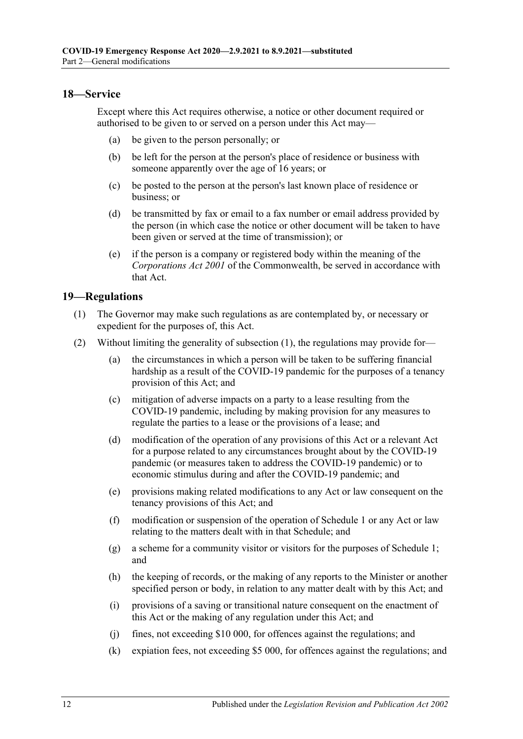## 18—Service

Except where this Act requires otherwise, a notice or other document required or authorised to be given to or served on a person under this Act may—

(a) be given to the person personally; or

(b) be left for the person at the person's place of residence or business with someone apparently over the age of 16 years; or

(c) be posted to the person at the person's last known place of residence or business; or

(d) be transmitted by fax or email to a fax number or email address provided by the person (in which case the notice or other document will be taken to have been given or served at the time of transmission); or

(e) if the person is a company or registered body within the meaning of the *Corporations Act 2001* of the Commonwealth, be served in accordance with that Act.

## 19—Regulations

(1) The Governor may make such regulations as are contemplated by, or necessary or expedient for the purposes of, this Act.

(2) Without limiting the generality of subsection (1), the regulations may provide for—

(a) the circumstances in which a person will be taken to be suffering financial hardship as a result of the COVID-19 pandemic for the purposes of a tenancy provision of this Act; and

(c) mitigation of adverse impacts on a party to a lease resulting from the COVID-19 pandemic, including by making provision for any measures to regulate the parties to a lease or the provisions of a lease; and

(d) modification of the operation of any provisions of this Act or a relevant Act for a purpose related to any circumstances brought about by the COVID-19 pandemic (or measures taken to address the COVID-19 pandemic) or to economic stimulus during and after the COVID-19 pandemic; and

(e) provisions making related modifications to any Act or law consequent on the tenancy provisions of this Act; and

(f) modification or suspension of the operation of Schedule 1 or any Act or law relating to the matters dealt with in that Schedule; and

(g) a scheme for a community visitor or visitors for the purposes of Schedule 1; and

(h) the keeping of records, or the making of any reports to the Minister or another specified person or body, in relation to any matter dealt with by this Act; and

(i) provisions of a saving or transitional nature consequent on the enactment of this Act or the making of any regulation under this Act; and

(j) fines, not exceeding $10 000, for offences against the regulations; and

(k) expiation fees, not exceeding $5 000, for offences against the regulations; and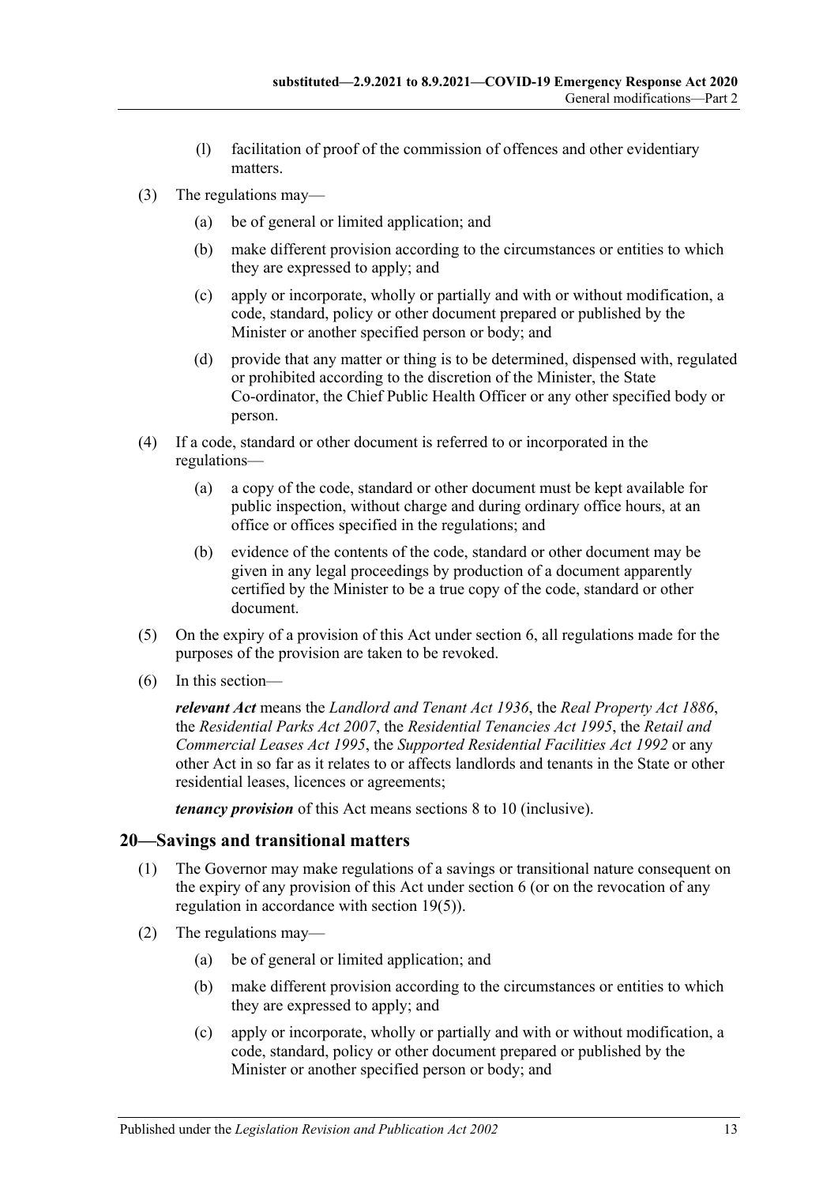(l) facilitation of proof of the commission of offences and other evidentiary matters.

(3) The regulations may—

(a) be of general or limited application; and

(b) make different provision according to the circumstances or entities to which they are expressed to apply; and

(c) apply or incorporate, wholly or partially and with or without modification, a code, standard, policy or other document prepared or published by the Minister or another specified person or body; and

(d) provide that any matter or thing is to be determined, dispensed with, regulated or prohibited according to the discretion of the Minister, the State Co-ordinator, the Chief Public Health Officer or any other specified body or person.

(4) If a code, standard or other document is referred to or incorporated in the regulations—

(a) a copy of the code, standard or other document must be kept available for public inspection, without charge and during ordinary office hours, at an office or offices specified in the regulations; and

(b) evidence of the contents of the code, standard or other document may be given in any legal proceedings by production of a document apparently certified by the Minister to be a true copy of the code, standard or other document.

(5) On the expiry of a provision of this Act under section 6, all regulations made for the purposes of the provision are taken to be revoked.

(6) In this section—

***relevant Act*** means the *Landlord and Tenant Act 1936*, the *Real Property Act 1886*, the *Residential Parks Act 2007*, the *Residential Tenancies Act 1995*, the *Retail and Commercial Leases Act 1995*, the *Supported Residential Facilities Act 1992* or any other Act in so far as it relates to or affects landlords and tenants in the State or other residential leases, licences or agreements;

***tenancy provision*** of this Act means sections 8 to 10 (inclusive).

## 20—Savings and transitional matters

(1) The Governor may make regulations of a savings or transitional nature consequent on the expiry of any provision of this Act under section 6 (or on the revocation of any regulation in accordance with section 19(5)).

(2) The regulations may—

(a) be of general or limited application; and

(b) make different provision according to the circumstances or entities to which they are expressed to apply; and

(c) apply or incorporate, wholly or partially and with or without modification, a code, standard, policy or other document prepared or published by the Minister or another specified person or body; and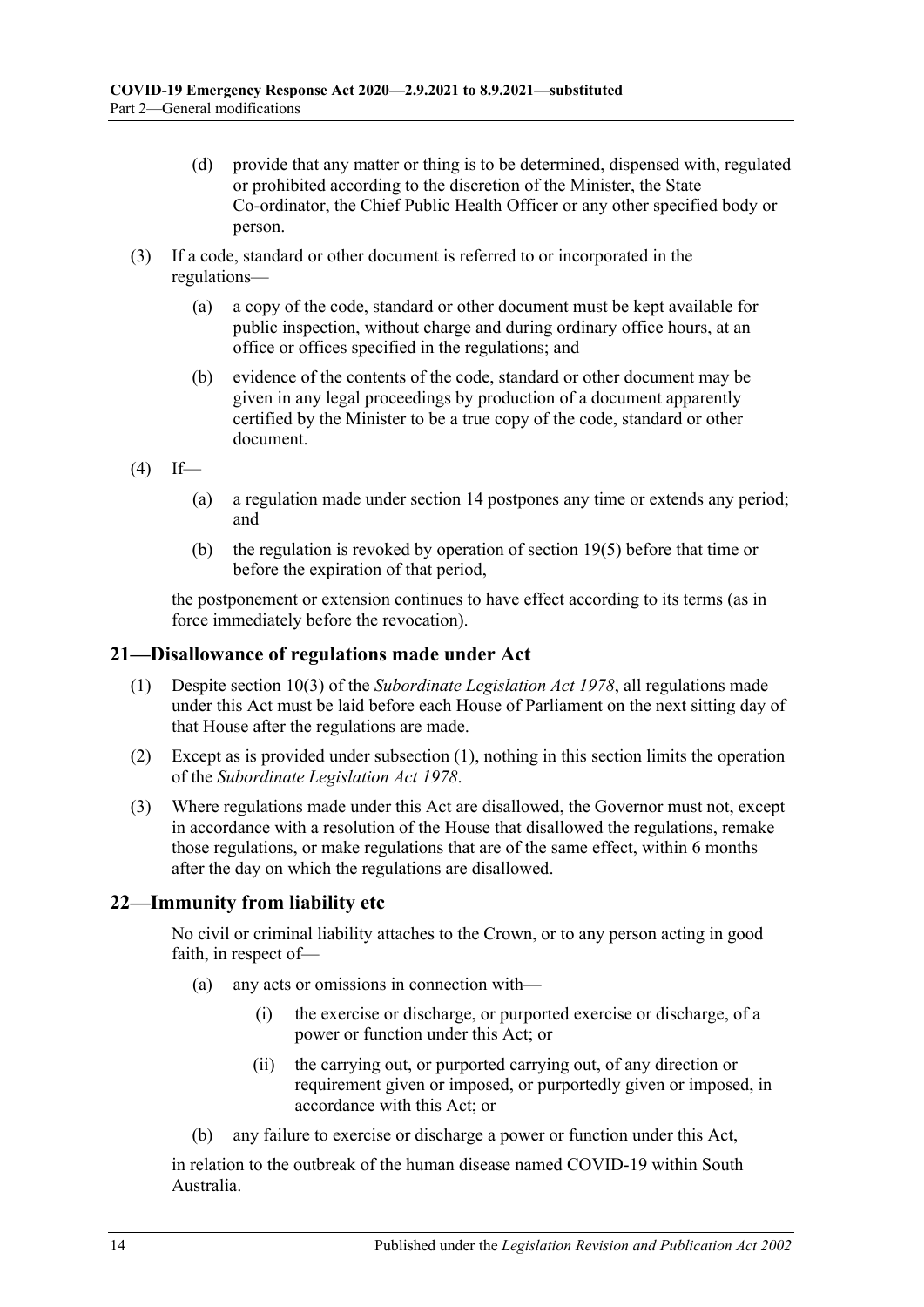(d) provide that any matter or thing is to be determined, dispensed with, regulated or prohibited according to the discretion of the Minister, the State Co-ordinator, the Chief Public Health Officer or any other specified body or person.

(3) If a code, standard or other document is referred to or incorporated in the regulations—

(a) a copy of the code, standard or other document must be kept available for public inspection, without charge and during ordinary office hours, at an office or offices specified in the regulations; and

(b) evidence of the contents of the code, standard or other document may be given in any legal proceedings by production of a document apparently certified by the Minister to be a true copy of the code, standard or other document.

(4) If—

(a) a regulation made under section 14 postpones any time or extends any period; and

(b) the regulation is revoked by operation of section 19(5) before that time or before the expiration of that period,

the postponement or extension continues to have effect according to its terms (as in force immediately before the revocation).

## 21—Disallowance of regulations made under Act

(1) Despite section 10(3) of the *Subordinate Legislation Act 1978*, all regulations made under this Act must be laid before each House of Parliament on the next sitting day of that House after the regulations are made.

(2) Except as is provided under subsection (1), nothing in this section limits the operation of the *Subordinate Legislation Act 1978*.

(3) Where regulations made under this Act are disallowed, the Governor must not, except in accordance with a resolution of the House that disallowed the regulations, remake those regulations, or make regulations that are of the same effect, within 6 months after the day on which the regulations are disallowed.

## 22—Immunity from liability etc

No civil or criminal liability attaches to the Crown, or to any person acting in good faith, in respect of—

(a) any acts or omissions in connection with—

(i) the exercise or discharge, or purported exercise or discharge, of a power or function under this Act; or

(ii) the carrying out, or purported carrying out, of any direction or requirement given or imposed, or purportedly given or imposed, in accordance with this Act; or

(b) any failure to exercise or discharge a power or function under this Act,

in relation to the outbreak of the human disease named COVID-19 within South Australia.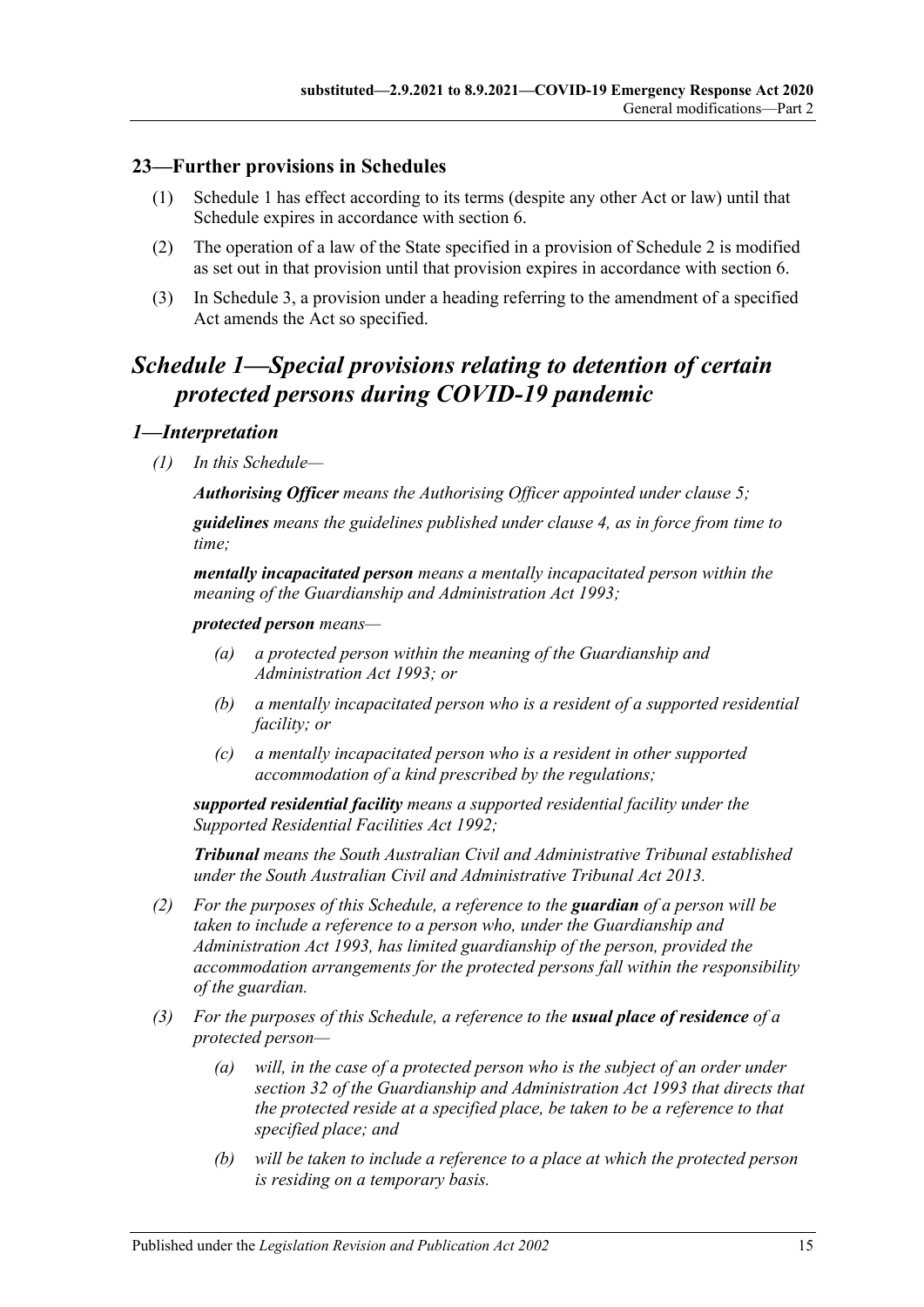### 23—Further provisions in Schedules

(1) Schedule 1 has effect according to its terms (despite any other Act or law) until that Schedule expires in accordance with section 6.

(2) The operation of a law of the State specified in a provision of Schedule 2 is modified as set out in that provision until that provision expires in accordance with section 6.

(3) In Schedule 3, a provision under a heading referring to the amendment of a specified Act amends the Act so specified.

## *Schedule 1—Special provisions relating to detention of certain protected persons during COVID-19 pandemic*

### *1—Interpretation*

*(1) In this Schedule—*

***Authorising Officer*** *means the Authorising Officer appointed under clause 5;*

***guidelines*** *means the guidelines published under clause 4, as in force from time to time;*

***mentally incapacitated person*** *means a mentally incapacitated person within the meaning of the Guardianship and Administration Act 1993;*

***protected person*** *means—*

*(a) a protected person within the meaning of the Guardianship and Administration Act 1993; or*

*(b) a mentally incapacitated person who is a resident of a supported residential facility; or*

*(c) a mentally incapacitated person who is a resident in other supported accommodation of a kind prescribed by the regulations;*

***supported residential facility*** *means a supported residential facility under the Supported Residential Facilities Act 1992;*

***Tribunal*** *means the South Australian Civil and Administrative Tribunal established under the South Australian Civil and Administrative Tribunal Act 2013.*

*(2) For the purposes of this Schedule, a reference to the **guardian** of a person will be taken to include a reference to a person who, under the Guardianship and Administration Act 1993, has limited guardianship of the person, provided the accommodation arrangements for the protected persons fall within the responsibility of the guardian.*

*(3) For the purposes of this Schedule, a reference to the **usual place of residence** of a protected person—*

*(a) will, in the case of a protected person who is the subject of an order under section 32 of the Guardianship and Administration Act 1993 that directs that the protected reside at a specified place, be taken to be a reference to that specified place; and*

*(b) will be taken to include a reference to a place at which the protected person is residing on a temporary basis.*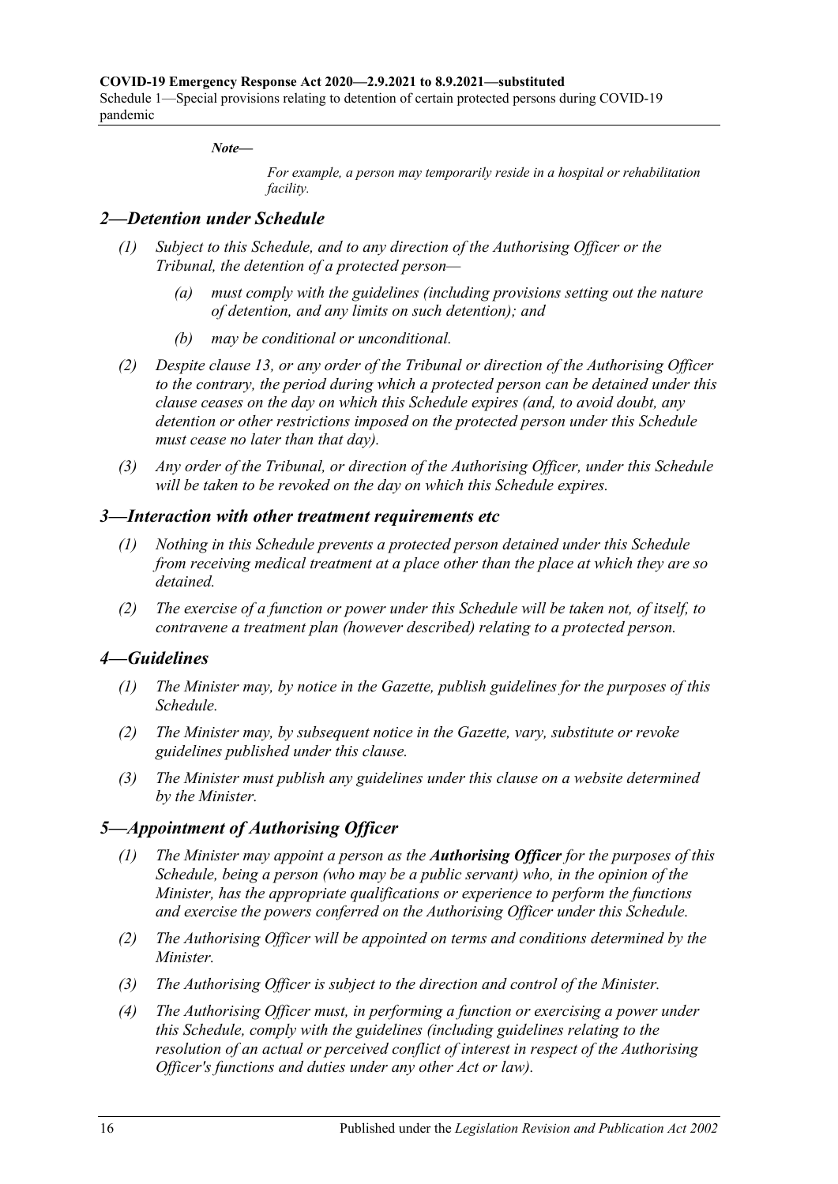*Note—*

*For example, a person may temporarily reside in a hospital or rehabilitation facility.*

## *2—Detention under Schedule*

*(1) Subject to this Schedule, and to any direction of the Authorising Officer or the Tribunal, the detention of a protected person—*

*(a) must comply with the guidelines (including provisions setting out the nature of detention, and any limits on such detention); and*

*(b) may be conditional or unconditional.*

*(2) Despite clause 13, or any order of the Tribunal or direction of the Authorising Officer to the contrary, the period during which a protected person can be detained under this clause ceases on the day on which this Schedule expires (and, to avoid doubt, any detention or other restrictions imposed on the protected person under this Schedule must cease no later than that day).*

*(3) Any order of the Tribunal, or direction of the Authorising Officer, under this Schedule will be taken to be revoked on the day on which this Schedule expires.*

## *3—Interaction with other treatment requirements etc*

*(1) Nothing in this Schedule prevents a protected person detained under this Schedule from receiving medical treatment at a place other than the place at which they are so detained.*

*(2) The exercise of a function or power under this Schedule will be taken not, of itself, to contravene a treatment plan (however described) relating to a protected person.*

## *4—Guidelines*

*(1) The Minister may, by notice in the Gazette, publish guidelines for the purposes of this Schedule.*

*(2) The Minister may, by subsequent notice in the Gazette, vary, substitute or revoke guidelines published under this clause.*

*(3) The Minister must publish any guidelines under this clause on a website determined by the Minister.*

## *5—Appointment of Authorising Officer*

*(1) The Minister may appoint a person as the **Authorising Officer** for the purposes of this Schedule, being a person (who may be a public servant) who, in the opinion of the Minister, has the appropriate qualifications or experience to perform the functions and exercise the powers conferred on the Authorising Officer under this Schedule.*

*(2) The Authorising Officer will be appointed on terms and conditions determined by the Minister.*

*(3) The Authorising Officer is subject to the direction and control of the Minister.*

*(4) The Authorising Officer must, in performing a function or exercising a power under this Schedule, comply with the guidelines (including guidelines relating to the resolution of an actual or perceived conflict of interest in respect of the Authorising Officer's functions and duties under any other Act or law).*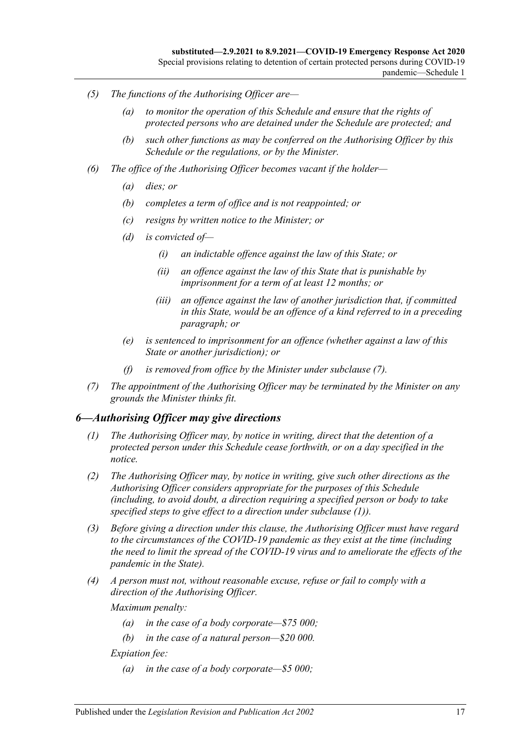*(5) The functions of the Authorising Officer are—*

*(a) to monitor the operation of this Schedule and ensure that the rights of protected persons who are detained under the Schedule are protected; and*

*(b) such other functions as may be conferred on the Authorising Officer by this Schedule or the regulations, or by the Minister.*

*(6) The office of the Authorising Officer becomes vacant if the holder—*

*(a) dies; or*

*(b) completes a term of office and is not reappointed; or*

*(c) resigns by written notice to the Minister; or*

*(d) is convicted of—*

*(i) an indictable offence against the law of this State; or*

*(ii) an offence against the law of this State that is punishable by imprisonment for a term of at least 12 months; or*

*(iii) an offence against the law of another jurisdiction that, if committed in this State, would be an offence of a kind referred to in a preceding paragraph; or*

*(e) is sentenced to imprisonment for an offence (whether against a law of this State or another jurisdiction); or*

*(f) is removed from office by the Minister under subclause (7).*

*(7) The appointment of the Authorising Officer may be terminated by the Minister on any grounds the Minister thinks fit.*

## *6—Authorising Officer may give directions*

*(1) The Authorising Officer may, by notice in writing, direct that the detention of a protected person under this Schedule cease forthwith, or on a day specified in the notice.*

*(2) The Authorising Officer may, by notice in writing, give such other directions as the Authorising Officer considers appropriate for the purposes of this Schedule (including, to avoid doubt, a direction requiring a specified person or body to take specified steps to give effect to a direction under subclause (1)).*

*(3) Before giving a direction under this clause, the Authorising Officer must have regard to the circumstances of the COVID-19 pandemic as they exist at the time (including the need to limit the spread of the COVID-19 virus and to ameliorate the effects of the pandemic in the State).*

*(4) A person must not, without reasonable excuse, refuse or fail to comply with a direction of the Authorising Officer.*

*Maximum penalty:*

*(a) in the case of a body corporate—$75 000;*

*(b) in the case of a natural person—$20 000.*

*Expiation fee:*

*(a) in the case of a body corporate—$5 000;*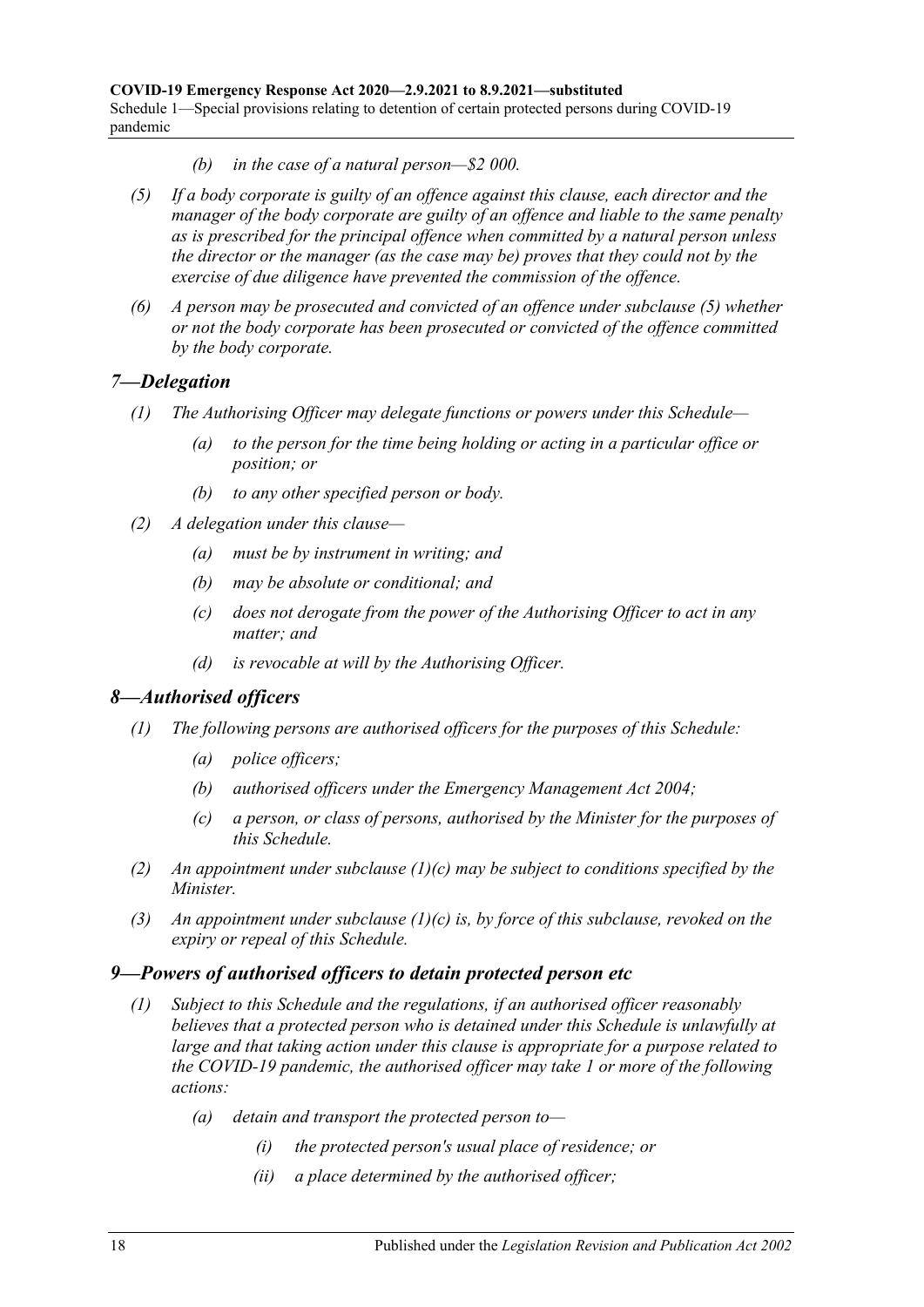*(b) in the case of a natural person—$2 000.*

*(5) If a body corporate is guilty of an offence against this clause, each director and the manager of the body corporate are guilty of an offence and liable to the same penalty as is prescribed for the principal offence when committed by a natural person unless the director or the manager (as the case may be) proves that they could not by the exercise of due diligence have prevented the commission of the offence.*

*(6) A person may be prosecuted and convicted of an offence under subclause (5) whether or not the body corporate has been prosecuted or convicted of the offence committed by the body corporate.*

## *7—Delegation*

*(1) The Authorising Officer may delegate functions or powers under this Schedule—*

*(a) to the person for the time being holding or acting in a particular office or position; or*

*(b) to any other specified person or body.*

*(2) A delegation under this clause—*

*(a) must be by instrument in writing; and*

*(b) may be absolute or conditional; and*

*(c) does not derogate from the power of the Authorising Officer to act in any matter; and*

*(d) is revocable at will by the Authorising Officer.*

## *8—Authorised officers*

*(1) The following persons are authorised officers for the purposes of this Schedule:*

*(a) police officers;*

*(b) authorised officers under the Emergency Management Act 2004;*

*(c) a person, or class of persons, authorised by the Minister for the purposes of this Schedule.*

*(2) An appointment under subclause (1)(c) may be subject to conditions specified by the Minister.*

*(3) An appointment under subclause (1)(c) is, by force of this subclause, revoked on the expiry or repeal of this Schedule.*

## *9—Powers of authorised officers to detain protected person etc*

*(1) Subject to this Schedule and the regulations, if an authorised officer reasonably believes that a protected person who is detained under this Schedule is unlawfully at large and that taking action under this clause is appropriate for a purpose related to the COVID-19 pandemic, the authorised officer may take 1 or more of the following actions:*

*(a) detain and transport the protected person to—*

*(i) the protected person's usual place of residence; or*

*(ii) a place determined by the authorised officer;*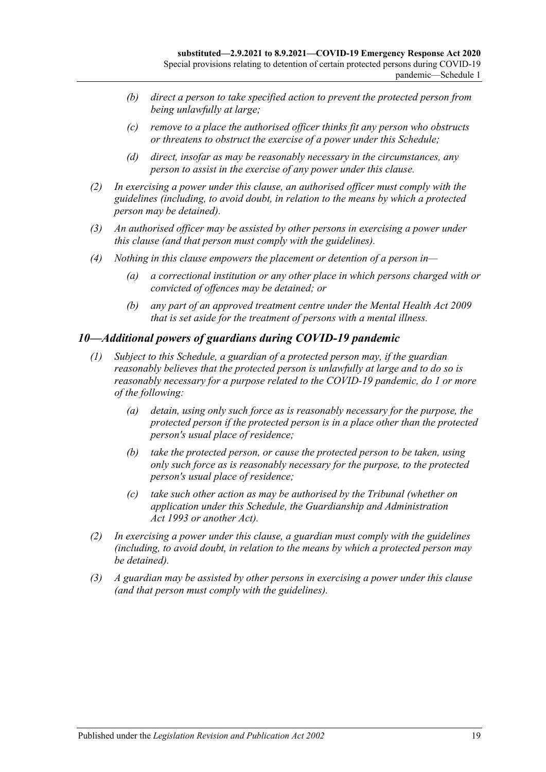- *(b)* *direct a person to take specified action to prevent the protected person from being unlawfully at large;*
- *(c)* *remove to a place the authorised officer thinks fit any person who obstructs or threatens to obstruct the exercise of a power under this Schedule;*
- *(d)* *direct, insofar as may be reasonably necessary in the circumstances, any person to assist in the exercise of any power under this clause.*

*(2)* *In exercising a power under this clause, an authorised officer must comply with the guidelines (including, to avoid doubt, in relation to the means by which a protected person may be detained).*

*(3)* *An authorised officer may be assisted by other persons in exercising a power under this clause (and that person must comply with the guidelines).*

*(4)* *Nothing in this clause empowers the placement or detention of a person in—*

- *(a)* *a correctional institution or any other place in which persons charged with or convicted of offences may be detained; or*
- *(b)* *any part of an approved treatment centre under the Mental Health Act 2009 that is set aside for the treatment of persons with a mental illness.*

## *10—Additional powers of guardians during COVID-19 pandemic*

*(1)* *Subject to this Schedule, a guardian of a protected person may, if the guardian reasonably believes that the protected person is unlawfully at large and to do so is reasonably necessary for a purpose related to the COVID-19 pandemic, do 1 or more of the following:*

- *(a)* *detain, using only such force as is reasonably necessary for the purpose, the protected person if the protected person is in a place other than the protected person's usual place of residence;*
- *(b)* *take the protected person, or cause the protected person to be taken, using only such force as is reasonably necessary for the purpose, to the protected person's usual place of residence;*
- *(c)* *take such other action as may be authorised by the Tribunal (whether on application under this Schedule, the Guardianship and Administration Act 1993 or another Act).*

*(2)* *In exercising a power under this clause, a guardian must comply with the guidelines (including, to avoid doubt, in relation to the means by which a protected person may be detained).*

*(3)* *A guardian may be assisted by other persons in exercising a power under this clause (and that person must comply with the guidelines).*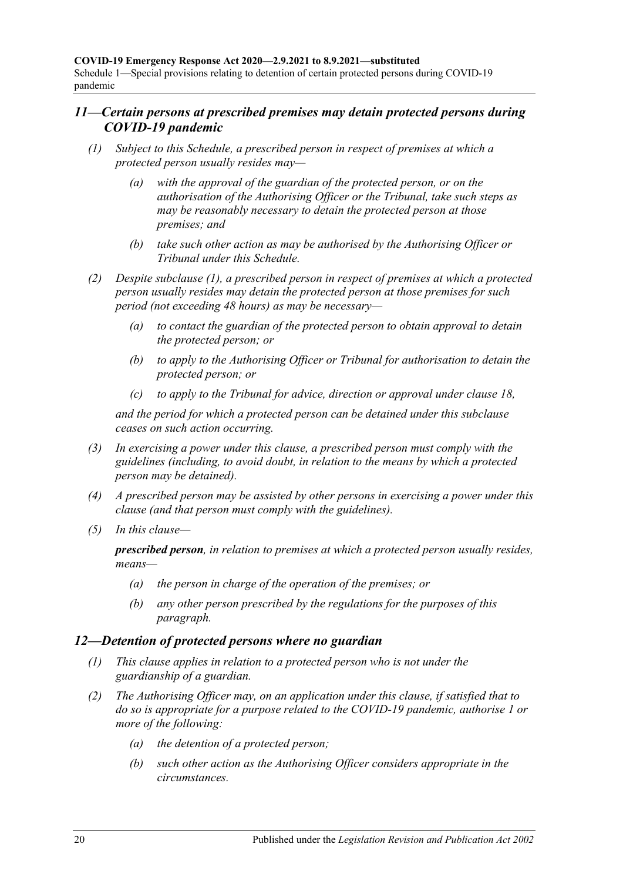## *11—Certain persons at prescribed premises may detain protected persons during COVID-19 pandemic*

*(1) Subject to this Schedule, a prescribed person in respect of premises at which a protected person usually resides may—*

*(a) with the approval of the guardian of the protected person, or on the authorisation of the Authorising Officer or the Tribunal, take such steps as may be reasonably necessary to detain the protected person at those premises; and*

*(b) take such other action as may be authorised by the Authorising Officer or Tribunal under this Schedule.*

*(2) Despite subclause (1), a prescribed person in respect of premises at which a protected person usually resides may detain the protected person at those premises for such period (not exceeding 48 hours) as may be necessary—*

*(a) to contact the guardian of the protected person to obtain approval to detain the protected person; or*

*(b) to apply to the Authorising Officer or Tribunal for authorisation to detain the protected person; or*

*(c) to apply to the Tribunal for advice, direction or approval under clause 18,*

*and the period for which a protected person can be detained under this subclause ceases on such action occurring.*

*(3) In exercising a power under this clause, a prescribed person must comply with the guidelines (including, to avoid doubt, in relation to the means by which a protected person may be detained).*

*(4) A prescribed person may be assisted by other persons in exercising a power under this clause (and that person must comply with the guidelines).*

*(5) In this clause—*

***prescribed person**, in relation to premises at which a protected person usually resides, means—*

*(a) the person in charge of the operation of the premises; or*

*(b) any other person prescribed by the regulations for the purposes of this paragraph.*

## *12—Detention of protected persons where no guardian*

*(1) This clause applies in relation to a protected person who is not under the guardianship of a guardian.*

*(2) The Authorising Officer may, on an application under this clause, if satisfied that to do so is appropriate for a purpose related to the COVID-19 pandemic, authorise 1 or more of the following:*

*(a) the detention of a protected person;*

*(b) such other action as the Authorising Officer considers appropriate in the circumstances.*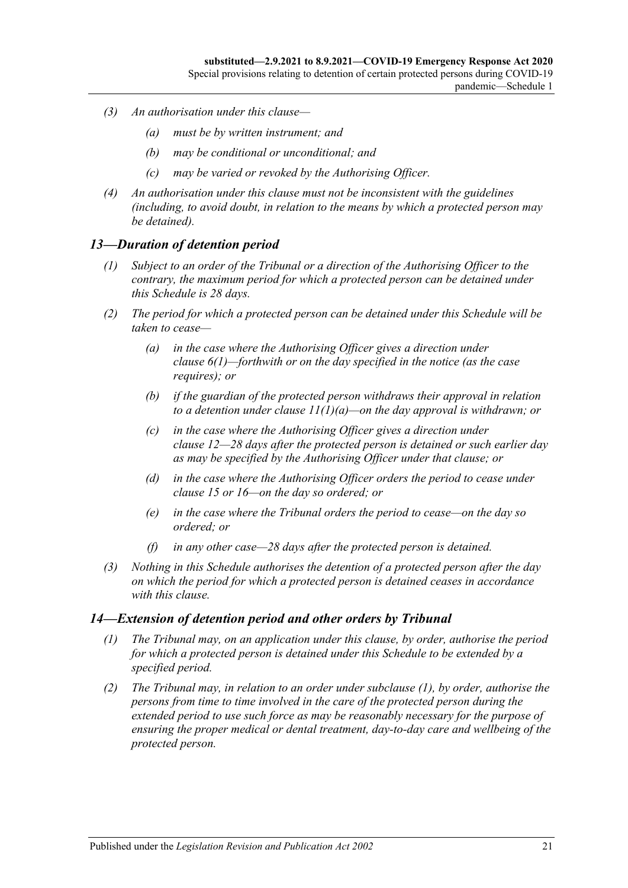*(3) An authorisation under this clause—*

*(a) must be by written instrument; and*

*(b) may be conditional or unconditional; and*

*(c) may be varied or revoked by the Authorising Officer.*

*(4) An authorisation under this clause must not be inconsistent with the guidelines (including, to avoid doubt, in relation to the means by which a protected person may be detained).*

## *13—Duration of detention period*

*(1) Subject to an order of the Tribunal or a direction of the Authorising Officer to the contrary, the maximum period for which a protected person can be detained under this Schedule is 28 days.*

*(2) The period for which a protected person can be detained under this Schedule will be taken to cease—*

*(a) in the case where the Authorising Officer gives a direction under clause 6(1)—forthwith or on the day specified in the notice (as the case requires); or*

*(b) if the guardian of the protected person withdraws their approval in relation to a detention under clause 11(1)(a)—on the day approval is withdrawn; or*

*(c) in the case where the Authorising Officer gives a direction under clause 12—28 days after the protected person is detained or such earlier day as may be specified by the Authorising Officer under that clause; or*

*(d) in the case where the Authorising Officer orders the period to cease under clause 15 or 16—on the day so ordered; or*

*(e) in the case where the Tribunal orders the period to cease—on the day so ordered; or*

*(f) in any other case—28 days after the protected person is detained.*

*(3) Nothing in this Schedule authorises the detention of a protected person after the day on which the period for which a protected person is detained ceases in accordance with this clause.*

## *14—Extension of detention period and other orders by Tribunal*

*(1) The Tribunal may, on an application under this clause, by order, authorise the period for which a protected person is detained under this Schedule to be extended by a specified period.*

*(2) The Tribunal may, in relation to an order under subclause (1), by order, authorise the persons from time to time involved in the care of the protected person during the extended period to use such force as may be reasonably necessary for the purpose of ensuring the proper medical or dental treatment, day-to-day care and wellbeing of the protected person.*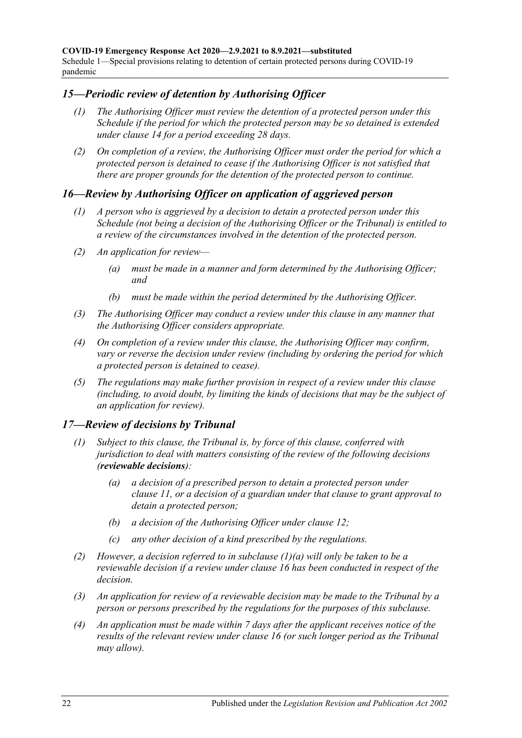## *15—Periodic review of detention by Authorising Officer*

*(1) The Authorising Officer must review the detention of a protected person under this Schedule if the period for which the protected person may be so detained is extended under clause 14 for a period exceeding 28 days.*

*(2) On completion of a review, the Authorising Officer must order the period for which a protected person is detained to cease if the Authorising Officer is not satisfied that there are proper grounds for the detention of the protected person to continue.*

## *16—Review by Authorising Officer on application of aggrieved person*

*(1) A person who is aggrieved by a decision to detain a protected person under this Schedule (not being a decision of the Authorising Officer or the Tribunal) is entitled to a review of the circumstances involved in the detention of the protected person.*

*(2) An application for review—*

*(a) must be made in a manner and form determined by the Authorising Officer; and*

*(b) must be made within the period determined by the Authorising Officer.*

*(3) The Authorising Officer may conduct a review under this clause in any manner that the Authorising Officer considers appropriate.*

*(4) On completion of a review under this clause, the Authorising Officer may confirm, vary or reverse the decision under review (including by ordering the period for which a protected person is detained to cease).*

*(5) The regulations may make further provision in respect of a review under this clause (including, to avoid doubt, by limiting the kinds of decisions that may be the subject of an application for review).*

## *17—Review of decisions by Tribunal*

*(1) Subject to this clause, the Tribunal is, by force of this clause, conferred with jurisdiction to deal with matters consisting of the review of the following decisions (**reviewable decisions**):*

*(a) a decision of a prescribed person to detain a protected person under clause 11, or a decision of a guardian under that clause to grant approval to detain a protected person;*

*(b) a decision of the Authorising Officer under clause 12;*

*(c) any other decision of a kind prescribed by the regulations.*

*(2) However, a decision referred to in subclause (1)(a) will only be taken to be a reviewable decision if a review under clause 16 has been conducted in respect of the decision.*

*(3) An application for review of a reviewable decision may be made to the Tribunal by a person or persons prescribed by the regulations for the purposes of this subclause.*

*(4) An application must be made within 7 days after the applicant receives notice of the results of the relevant review under clause 16 (or such longer period as the Tribunal may allow).*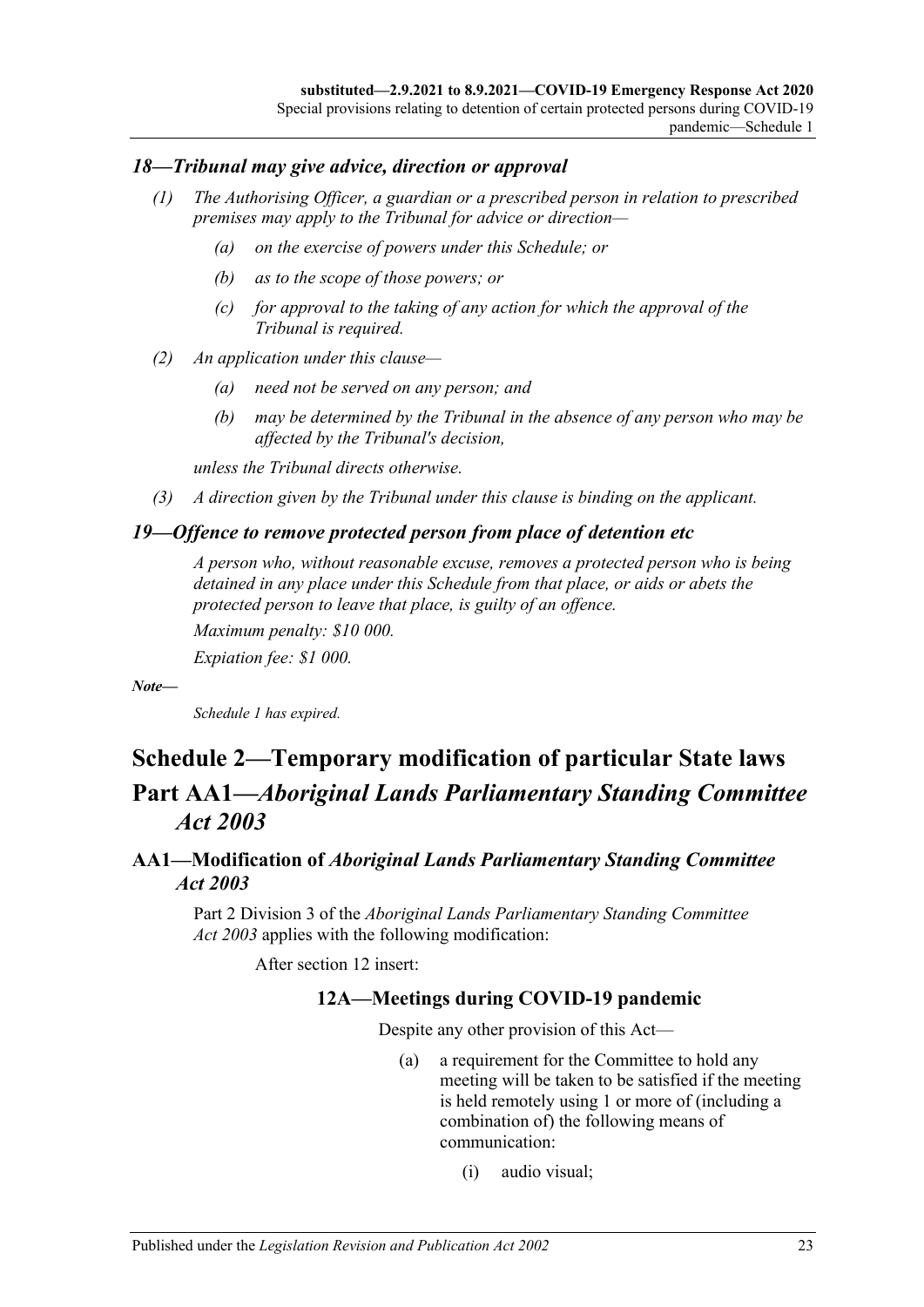### *18—Tribunal may give advice, direction or approval*

*(1) The Authorising Officer, a guardian or a prescribed person in relation to prescribed premises may apply to the Tribunal for advice or direction—*

*(a) on the exercise of powers under this Schedule; or*

*(b) as to the scope of those powers; or*

*(c) for approval to the taking of any action for which the approval of the Tribunal is required.*

*(2) An application under this clause—*

*(a) need not be served on any person; and*

*(b) may be determined by the Tribunal in the absence of any person who may be affected by the Tribunal's decision,*

*unless the Tribunal directs otherwise.*

*(3) A direction given by the Tribunal under this clause is binding on the applicant.*

### *19—Offence to remove protected person from place of detention etc*

*A person who, without reasonable excuse, removes a protected person who is being detained in any place under this Schedule from that place, or aids or abets the protected person to leave that place, is guilty of an offence.*

*Maximum penalty: $10 000.*

*Expiation fee: $1 000.*

***Note—***

*Schedule 1 has expired.*

# Schedule 2—Temporary modification of particular State laws

# Part AA1—*Aboriginal Lands Parliamentary Standing Committee Act 2003*

### AA1—Modification of *Aboriginal Lands Parliamentary Standing Committee Act 2003*

Part 2 Division 3 of the *Aboriginal Lands Parliamentary Standing Committee Act 2003* applies with the following modification:

After section 12 insert:

#### 12A—Meetings during COVID-19 pandemic

Despite any other provision of this Act—

(a) a requirement for the Committee to hold any meeting will be taken to be satisfied if the meeting is held remotely using 1 or more of (including a combination of) the following means of communication:

(i) audio visual;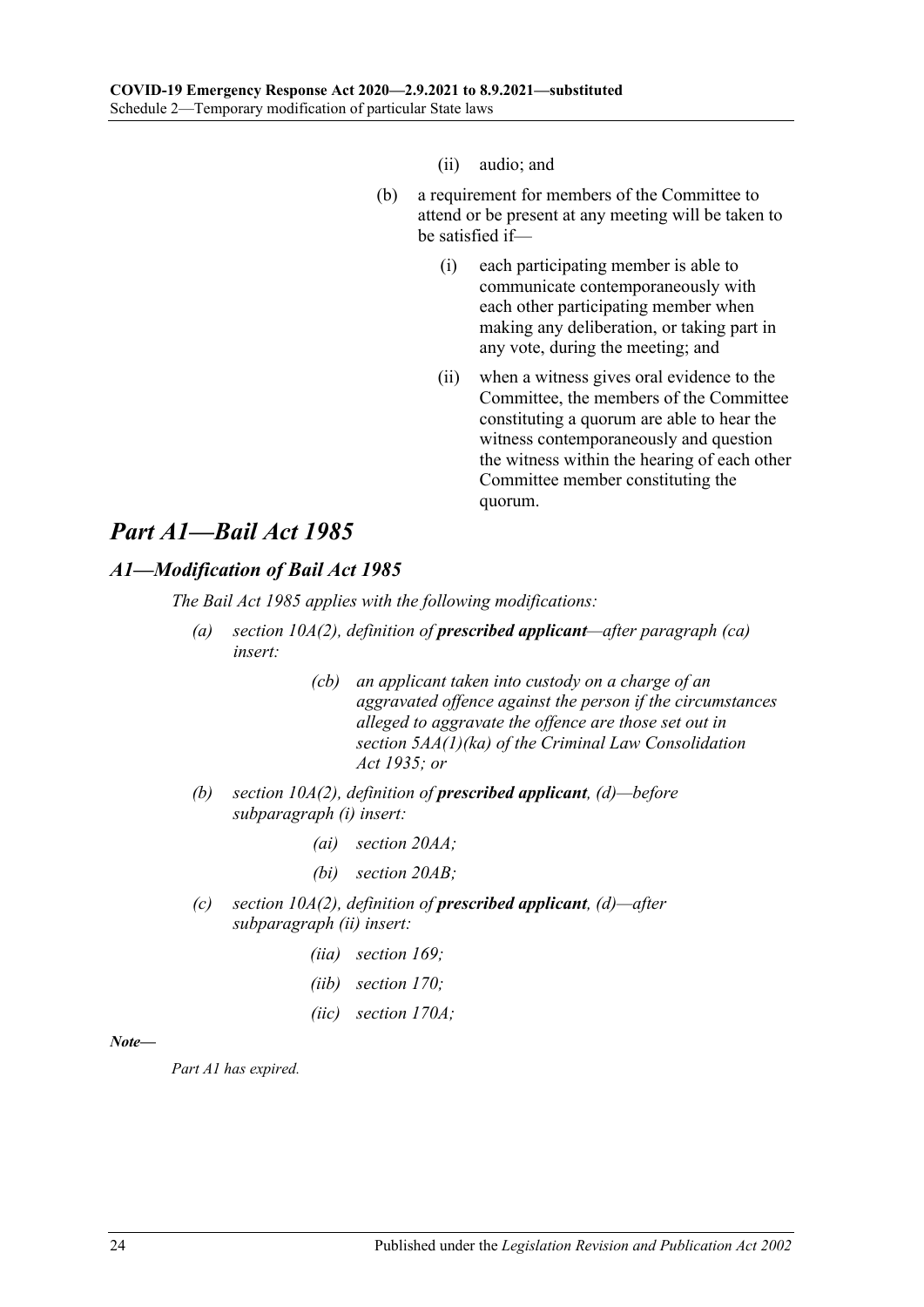(ii) audio; and

(b) a requirement for members of the Committee to attend or be present at any meeting will be taken to be satisfied if—

(i) each participating member is able to communicate contemporaneously with each other participating member when making any deliberation, or taking part in any vote, during the meeting; and

(ii) when a witness gives oral evidence to the Committee, the members of the Committee constituting a quorum are able to hear the witness contemporaneously and question the witness within the hearing of each other Committee member constituting the quorum.

## *Part A1—Bail Act 1985*

### *A1—Modification of Bail Act 1985*

*The Bail Act 1985 applies with the following modifications:*

*(a) section 10A(2), definition of **prescribed applicant**—after paragraph (ca) insert:*

*(cb) an applicant taken into custody on a charge of an aggravated offence against the person if the circumstances alleged to aggravate the offence are those set out in section 5AA(1)(ka) of the Criminal Law Consolidation Act 1935; or*

*(b) section 10A(2), definition of **prescribed applicant**, (d)—before subparagraph (i) insert:*

*(ai) section 20AA;*

*(bi) section 20AB;*

*(c) section 10A(2), definition of **prescribed applicant**, (d)—after subparagraph (ii) insert:*

*(iia) section 169;*

*(iib) section 170;*

*(iic) section 170A;*

***Note—***

*Part A1 has expired.*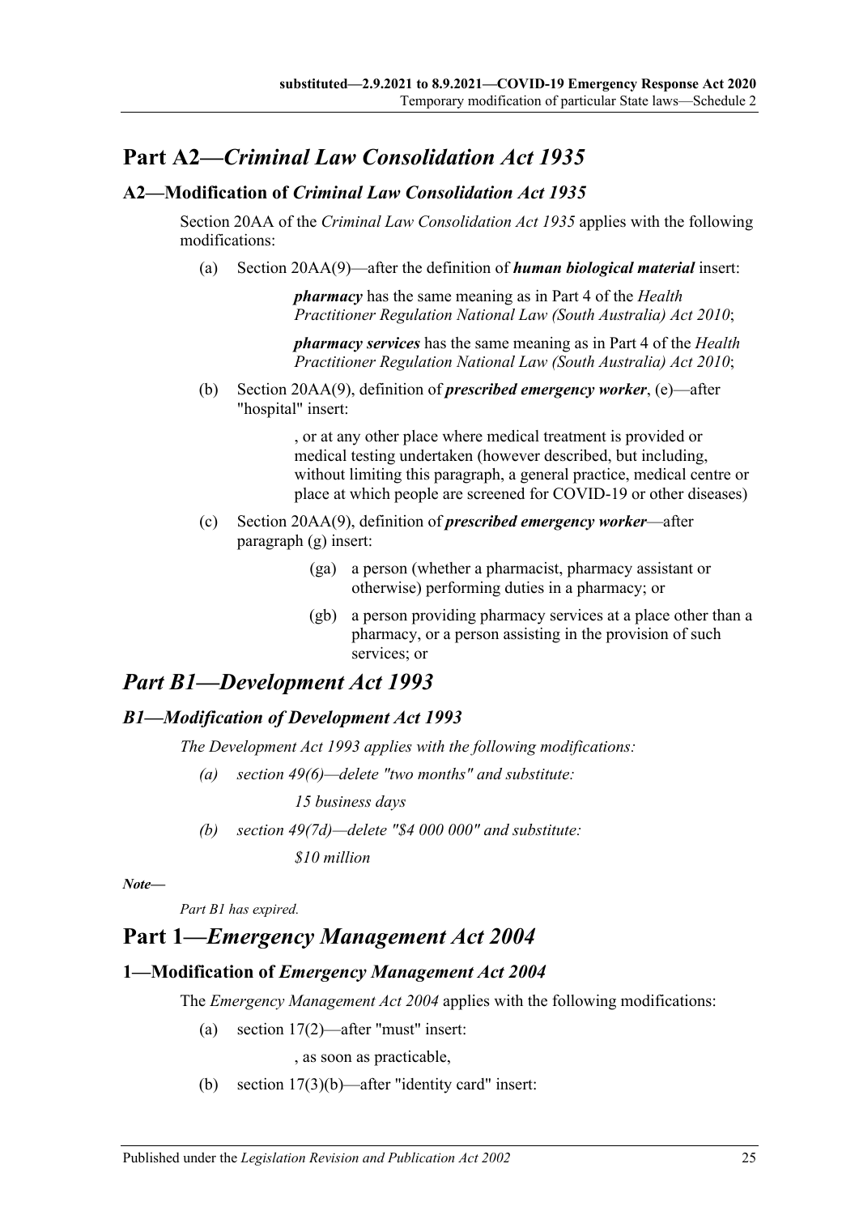# Part A2—*Criminal Law Consolidation Act 1935*

## A2—Modification of *Criminal Law Consolidation Act 1935*

Section 20AA of the *Criminal Law Consolidation Act 1935* applies with the following modifications:

(a) Section 20AA(9)—after the definition of ***human biological material*** insert:

> ***pharmacy*** has the same meaning as in Part 4 of the *Health Practitioner Regulation National Law (South Australia) Act 2010*;
>
> ***pharmacy services*** has the same meaning as in Part 4 of the *Health Practitioner Regulation National Law (South Australia) Act 2010*;

(b) Section 20AA(9), definition of ***prescribed emergency worker***, (e)—after "hospital" insert:

> , or at any other place where medical treatment is provided or medical testing undertaken (however described, but including, without limiting this paragraph, a general practice, medical centre or place at which people are screened for COVID-19 or other diseases)

(c) Section 20AA(9), definition of ***prescribed emergency worker***—after paragraph (g) insert:

> (ga) a person (whether a pharmacist, pharmacy assistant or otherwise) performing duties in a pharmacy; or
>
> (gb) a person providing pharmacy services at a place other than a pharmacy, or a person assisting in the provision of such services; or

# *Part B1—Development Act 1993*

## *B1—Modification of Development Act 1993*

*The Development Act 1993 applies with the following modifications:*

*(a) section 49(6)—delete "two months" and substitute:*

> *15 business days*

*(b) section 49(7d)—delete "$4 000 000" and substitute:*

> *$10 million*

***Note—***

*Part B1 has expired.*

# Part 1—*Emergency Management Act 2004*

## 1—Modification of *Emergency Management Act 2004*

The *Emergency Management Act 2004* applies with the following modifications:

(a) section 17(2)—after "must" insert:

> , as soon as practicable,

(b) section 17(3)(b)—after "identity card" insert: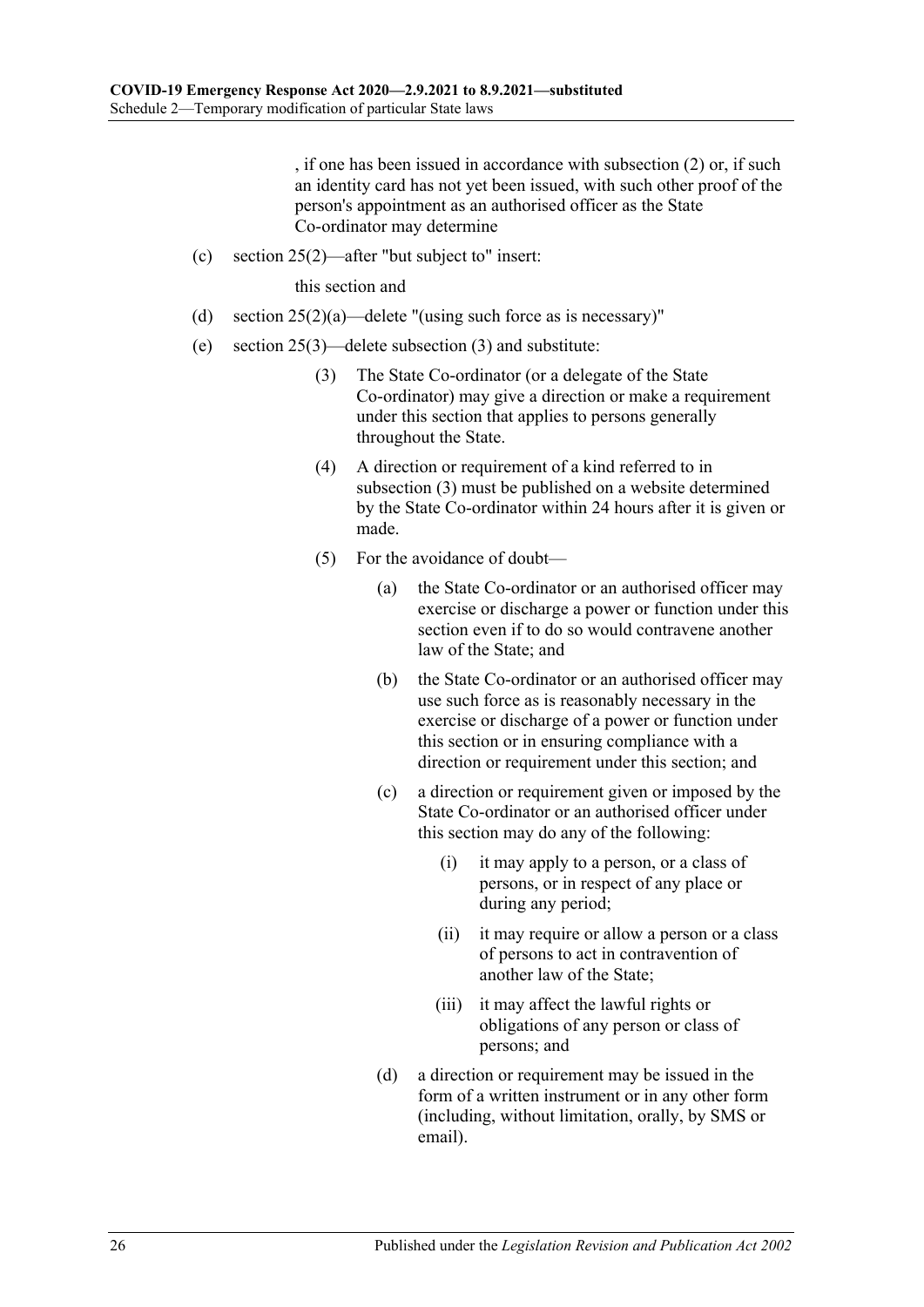, if one has been issued in accordance with subsection (2) or, if such an identity card has not yet been issued, with such other proof of the person's appointment as an authorised officer as the State Co-ordinator may determine

(c) section 25(2)—after "but subject to" insert:

this section and

(d) section 25(2)(a)—delete "(using such force as is necessary)"

(e) section 25(3)—delete subsection (3) and substitute:

(3) The State Co-ordinator (or a delegate of the State Co-ordinator) may give a direction or make a requirement under this section that applies to persons generally throughout the State.

(4) A direction or requirement of a kind referred to in subsection (3) must be published on a website determined by the State Co-ordinator within 24 hours after it is given or made.

(5) For the avoidance of doubt—

(a) the State Co-ordinator or an authorised officer may exercise or discharge a power or function under this section even if to do so would contravene another law of the State; and

(b) the State Co-ordinator or an authorised officer may use such force as is reasonably necessary in the exercise or discharge of a power or function under this section or in ensuring compliance with a direction or requirement under this section; and

(c) a direction or requirement given or imposed by the State Co-ordinator or an authorised officer under this section may do any of the following:

(i) it may apply to a person, or a class of persons, or in respect of any place or during any period;

(ii) it may require or allow a person or a class of persons to act in contravention of another law of the State;

(iii) it may affect the lawful rights or obligations of any person or class of persons; and

(d) a direction or requirement may be issued in the form of a written instrument or in any other form (including, without limitation, orally, by SMS or email).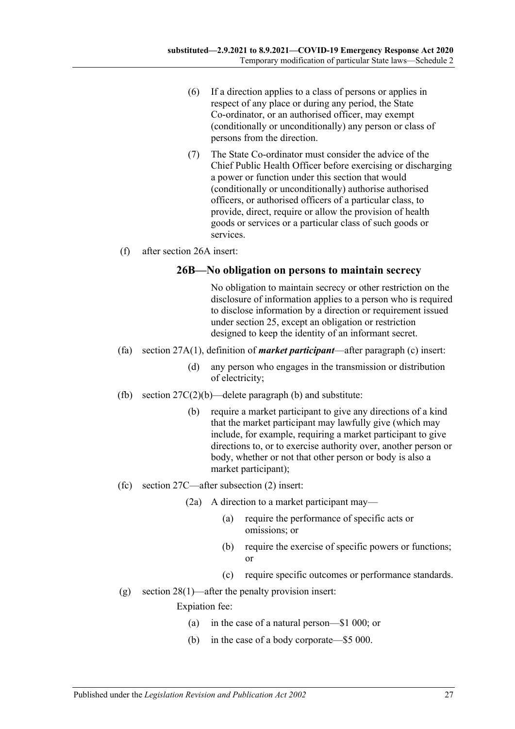(6) If a direction applies to a class of persons or applies in respect of any place or during any period, the State Co-ordinator, or an authorised officer, may exempt (conditionally or unconditionally) any person or class of persons from the direction.

(7) The State Co-ordinator must consider the advice of the Chief Public Health Officer before exercising or discharging a power or function under this section that would (conditionally or unconditionally) authorise authorised officers, or authorised officers of a particular class, to provide, direct, require or allow the provision of health goods or services or a particular class of such goods or services.

(f) after section 26A insert:

### 26B—No obligation on persons to maintain secrecy

No obligation to maintain secrecy or other restriction on the disclosure of information applies to a person who is required to disclose information by a direction or requirement issued under section 25, except an obligation or restriction designed to keep the identity of an informant secret.

(fa) section 27A(1), definition of ***market participant***—after paragraph (c) insert:

(d) any person who engages in the transmission or distribution of electricity;

(fb) section 27C(2)(b)—delete paragraph (b) and substitute:

(b) require a market participant to give any directions of a kind that the market participant may lawfully give (which may include, for example, requiring a market participant to give directions to, or to exercise authority over, another person or body, whether or not that other person or body is also a market participant);

(fc) section 27C—after subsection (2) insert:

(2a) A direction to a market participant may—

(a) require the performance of specific acts or omissions; or

(b) require the exercise of specific powers or functions; or

(c) require specific outcomes or performance standards.

(g) section 28(1)—after the penalty provision insert:

Expiation fee:

(a) in the case of a natural person—$1 000; or

(b) in the case of a body corporate—$5 000.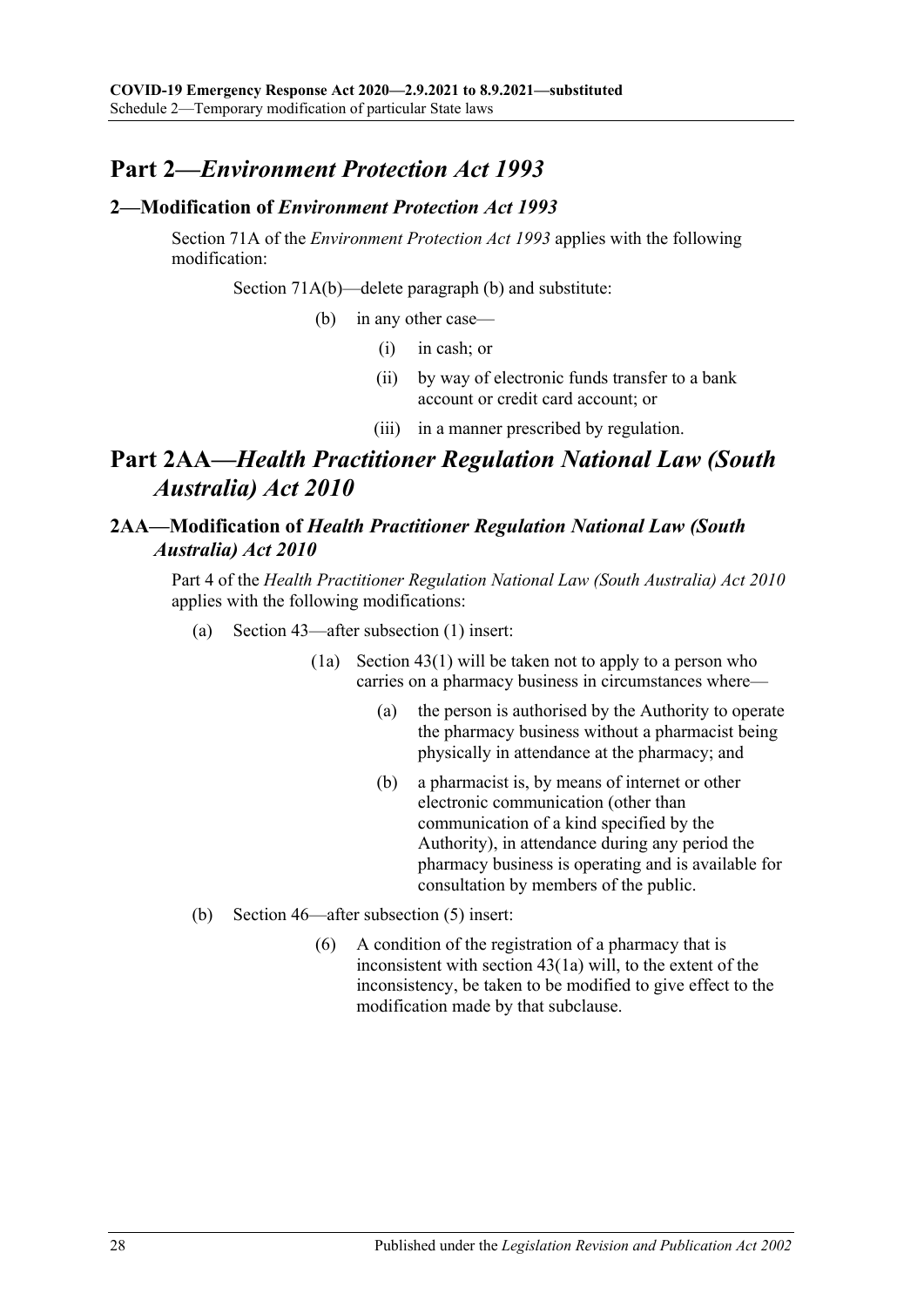## Part 2—*Environment Protection Act 1993*

### 2—Modification of *Environment Protection Act 1993*

Section 71A of the *Environment Protection Act 1993* applies with the following modification:

Section 71A(b)—delete paragraph (b) and substitute:

(b) in any other case—

(i) in cash; or

(ii) by way of electronic funds transfer to a bank account or credit card account; or

(iii) in a manner prescribed by regulation.

## Part 2AA—*Health Practitioner Regulation National Law (South Australia) Act 2010*

### 2AA—Modification of *Health Practitioner Regulation National Law (South Australia) Act 2010*

Part 4 of the *Health Practitioner Regulation National Law (South Australia) Act 2010* applies with the following modifications:

(a) Section 43—after subsection (1) insert:

(1a) Section 43(1) will be taken not to apply to a person who carries on a pharmacy business in circumstances where—

(a) the person is authorised by the Authority to operate the pharmacy business without a pharmacist being physically in attendance at the pharmacy; and

(b) a pharmacist is, by means of internet or other electronic communication (other than communication of a kind specified by the Authority), in attendance during any period the pharmacy business is operating and is available for consultation by members of the public.

(b) Section 46—after subsection (5) insert:

(6) A condition of the registration of a pharmacy that is inconsistent with section 43(1a) will, to the extent of the inconsistency, be taken to be modified to give effect to the modification made by that subclause.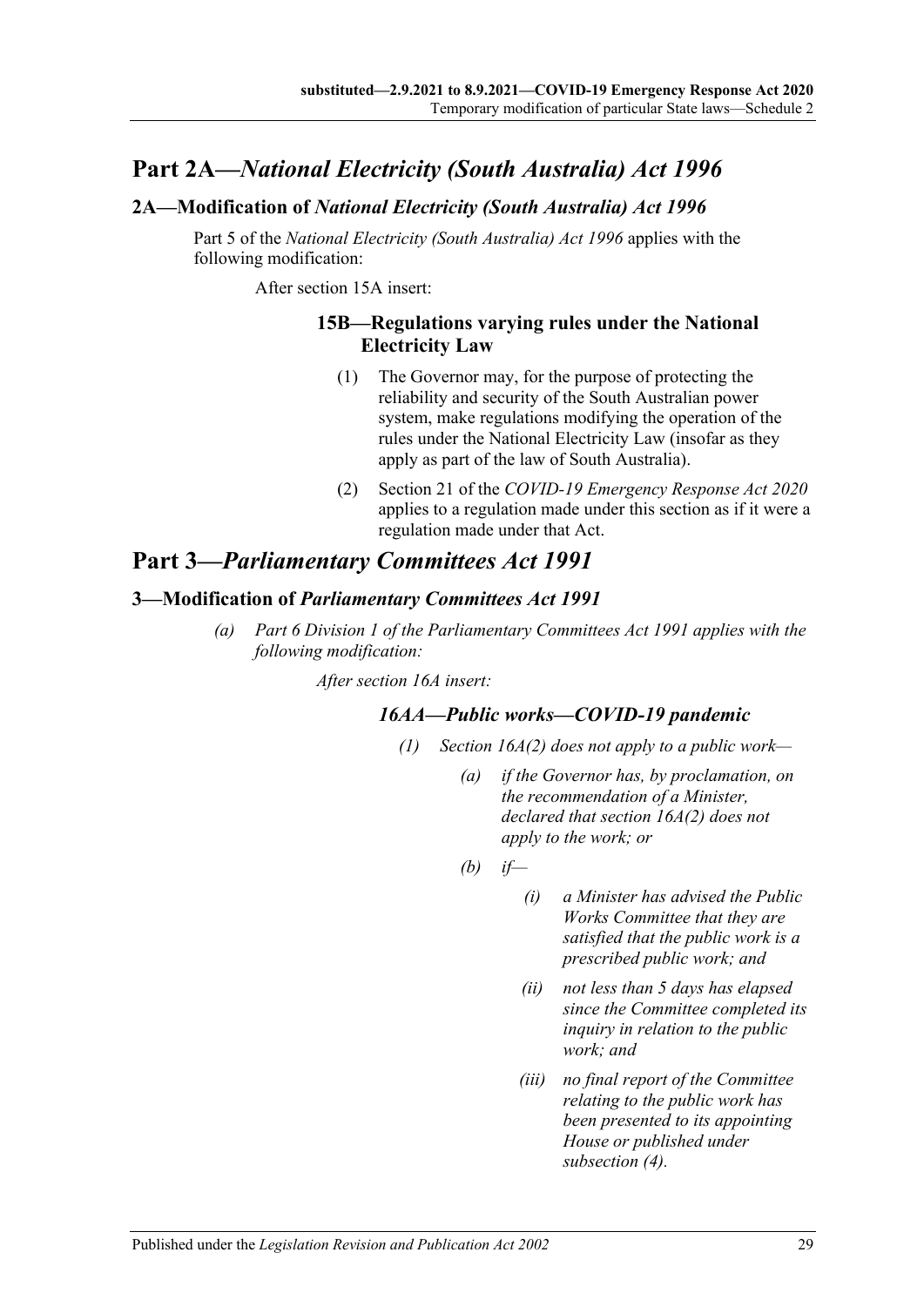## Part 2A—*National Electricity (South Australia) Act 1996*

### 2A—Modification of *National Electricity (South Australia) Act 1996*

Part 5 of the *National Electricity (South Australia) Act 1996* applies with the following modification:

After section 15A insert:

#### 15B—Regulations varying rules under the National Electricity Law

(1) The Governor may, for the purpose of protecting the reliability and security of the South Australian power system, make regulations modifying the operation of the rules under the National Electricity Law (insofar as they apply as part of the law of South Australia).

(2) Section 21 of the *COVID-19 Emergency Response Act 2020* applies to a regulation made under this section as if it were a regulation made under that Act.

## Part 3—*Parliamentary Committees Act 1991*

### 3—Modification of *Parliamentary Committees Act 1991*

*(a) Part 6 Division 1 of the Parliamentary Committees Act 1991 applies with the following modification:*

*After section 16A insert:*

#### *16AA—Public works—COVID-19 pandemic*

*(1) Section 16A(2) does not apply to a public work—*

*(a) if the Governor has, by proclamation, on the recommendation of a Minister, declared that section 16A(2) does not apply to the work; or*

*(b) if—*

*(i) a Minister has advised the Public Works Committee that they are satisfied that the public work is a prescribed public work; and*

*(ii) not less than 5 days has elapsed since the Committee completed its inquiry in relation to the public work; and*

*(iii) no final report of the Committee relating to the public work has been presented to its appointing House or published under subsection (4).*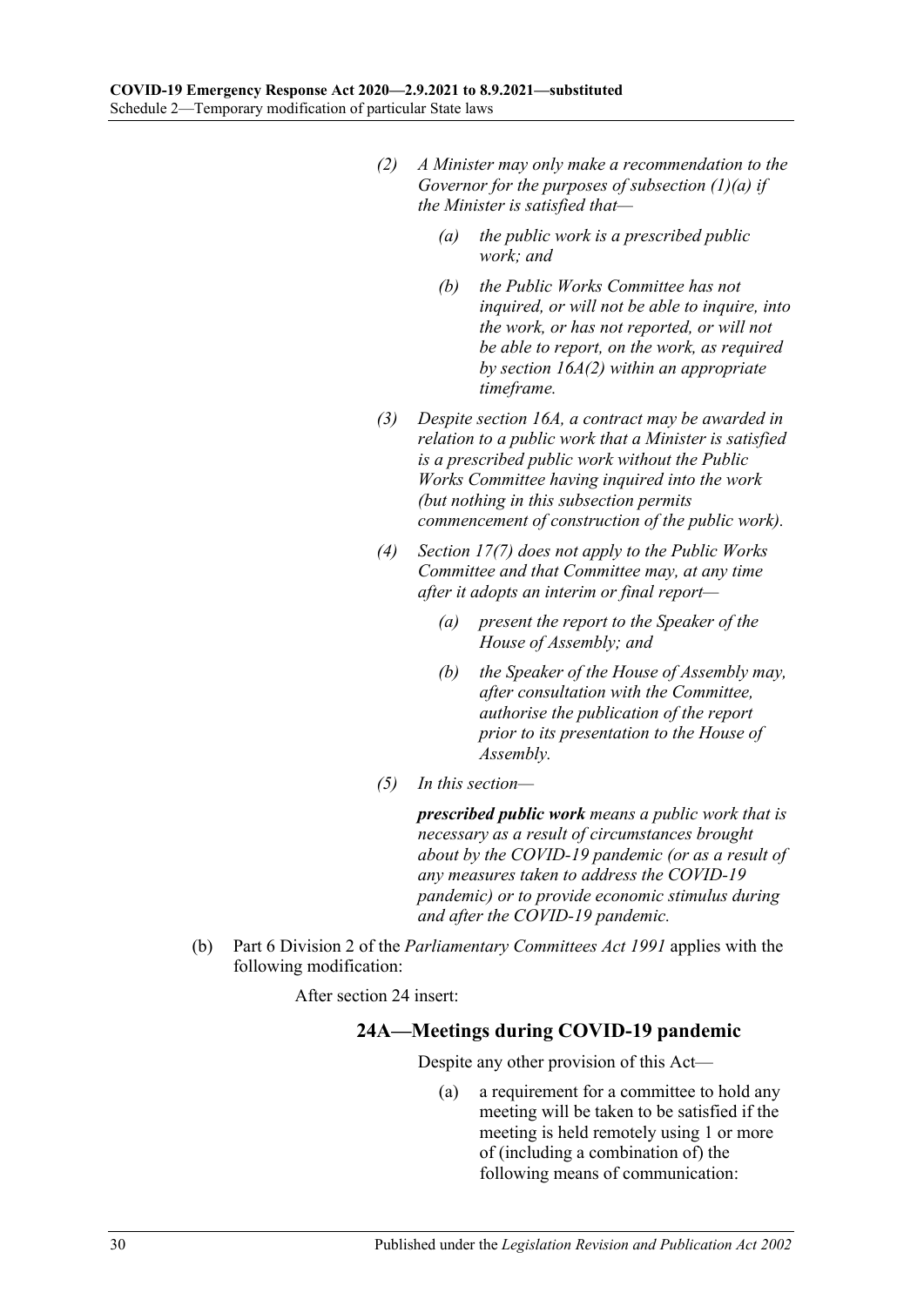*(2) A Minister may only make a recommendation to the Governor for the purposes of subsection (1)(a) if the Minister is satisfied that—*

*(a) the public work is a prescribed public work; and*

*(b) the Public Works Committee has not inquired, or will not be able to inquire, into the work, or has not reported, or will not be able to report, on the work, as required by section 16A(2) within an appropriate timeframe.*

*(3) Despite section 16A, a contract may be awarded in relation to a public work that a Minister is satisfied is a prescribed public work without the Public Works Committee having inquired into the work (but nothing in this subsection permits commencement of construction of the public work).*

*(4) Section 17(7) does not apply to the Public Works Committee and that Committee may, at any time after it adopts an interim or final report—*

*(a) present the report to the Speaker of the House of Assembly; and*

*(b) the Speaker of the House of Assembly may, after consultation with the Committee, authorise the publication of the report prior to its presentation to the House of Assembly.*

*(5) In this section—*

***prescribed public work*** *means a public work that is necessary as a result of circumstances brought about by the COVID-19 pandemic (or as a result of any measures taken to address the COVID-19 pandemic) or to provide economic stimulus during and after the COVID-19 pandemic.*

(b) Part 6 Division 2 of the *Parliamentary Committees Act 1991* applies with the following modification:

After section 24 insert:

### 24A—Meetings during COVID-19 pandemic

Despite any other provision of this Act—

(a) a requirement for a committee to hold any meeting will be taken to be satisfied if the meeting is held remotely using 1 or more of (including a combination of) the following means of communication: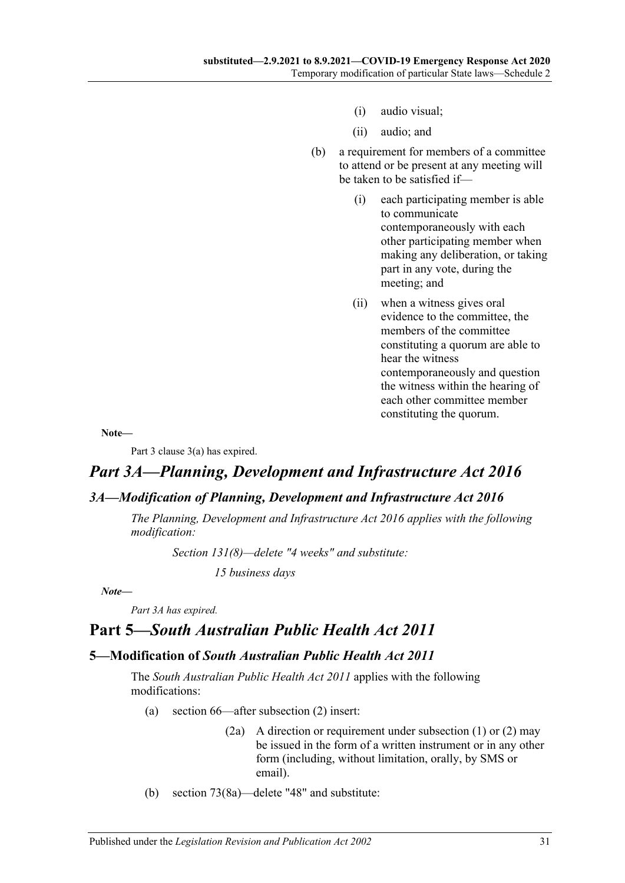(i) audio visual;

(ii) audio; and

(b) a requirement for members of a committee to attend or be present at any meeting will be taken to be satisfied if—

(i) each participating member is able to communicate contemporaneously with each other participating member when making any deliberation, or taking part in any vote, during the meeting; and

(ii) when a witness gives oral evidence to the committee, the members of the committee constituting a quorum are able to hear the witness contemporaneously and question the witness within the hearing of each other committee member constituting the quorum.

**Note—**

Part 3 clause 3(a) has expired.

## *Part 3A—Planning, Development and Infrastructure Act 2016*

### *3A—Modification of Planning, Development and Infrastructure Act 2016*

*The Planning, Development and Infrastructure Act 2016 applies with the following modification:*

*Section 131(8)—delete "4 weeks" and substitute:*

*15 business days*

***Note—***

*Part 3A has expired.*

## Part 5—*South Australian Public Health Act 2011*

### 5—Modification of *South Australian Public Health Act 2011*

The *South Australian Public Health Act 2011* applies with the following modifications:

(a) section 66—after subsection (2) insert:

(2a) A direction or requirement under subsection (1) or (2) may be issued in the form of a written instrument or in any other form (including, without limitation, orally, by SMS or email).

(b) section 73(8a)—delete "48" and substitute: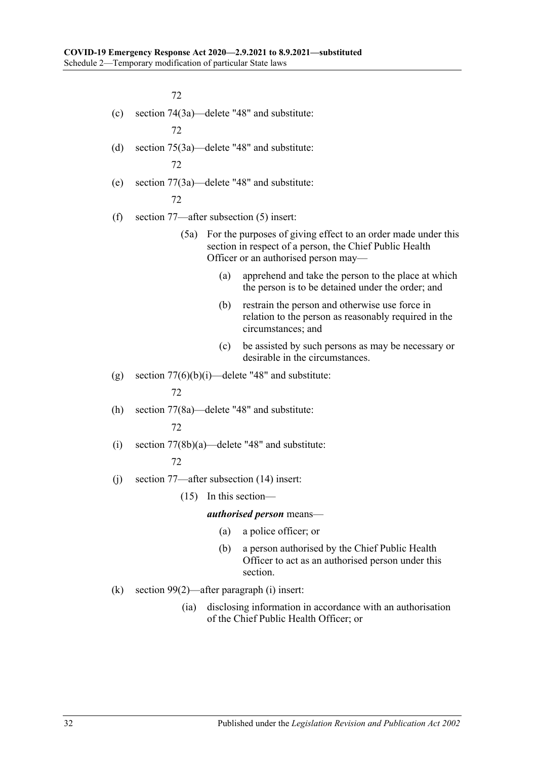72

(c) section 74(3a)—delete "48" and substitute:

72

(d) section 75(3a)—delete "48" and substitute:

72

(e) section 77(3a)—delete "48" and substitute:

72

(f) section 77—after subsection (5) insert:

(5a) For the purposes of giving effect to an order made under this section in respect of a person, the Chief Public Health Officer or an authorised person may—

(a) apprehend and take the person to the place at which the person is to be detained under the order; and

(b) restrain the person and otherwise use force in relation to the person as reasonably required in the circumstances; and

(c) be assisted by such persons as may be necessary or desirable in the circumstances.

(g) section 77(6)(b)(i)—delete "48" and substitute:

72

(h) section 77(8a)—delete "48" and substitute:

72

(i) section 77(8b)(a)—delete "48" and substitute:

72

(j) section 77—after subsection (14) insert:

(15) In this section—

***authorised person*** means—

(a) a police officer; or

(b) a person authorised by the Chief Public Health Officer to act as an authorised person under this section.

(k) section 99(2)—after paragraph (i) insert:

(ia) disclosing information in accordance with an authorisation of the Chief Public Health Officer; or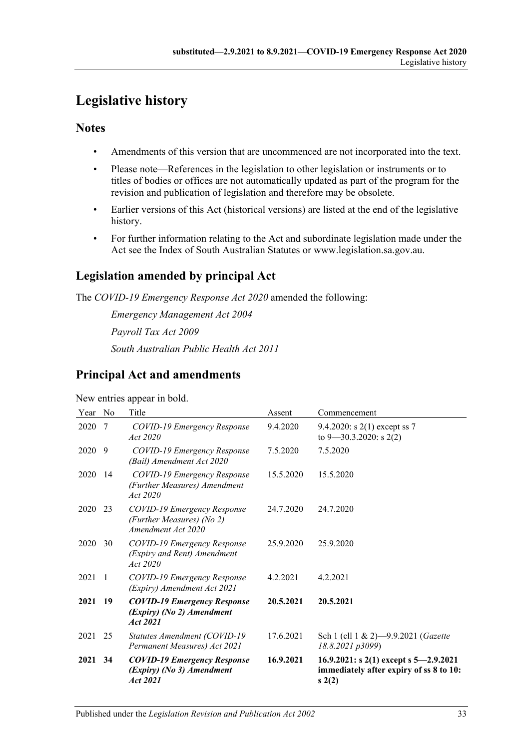# Legislative history

## Notes

- Amendments of this version that are uncommenced are not incorporated into the text.
- Please note—References in the legislation to other legislation or instruments or to titles of bodies or offices are not automatically updated as part of the program for the revision and publication of legislation and therefore may be obsolete.
- Earlier versions of this Act (historical versions) are listed at the end of the legislative history.
- For further information relating to the Act and subordinate legislation made under the Act see the Index of South Australian Statutes or www.legislation.sa.gov.au.

## Legislation amended by principal Act

The *COVID-19 Emergency Response Act 2020* amended the following:

*Emergency Management Act 2004*

*Payroll Tax Act 2009*

*South Australian Public Health Act 2011*

## Principal Act and amendments

New entries appear in bold.

| Year | No | Title | Assent | Commencement |
|---|---|---|---|---|
| 2020 | 7 | *COVID-19 Emergency Response Act 2020* | 9.4.2020 | 9.4.2020: s 2(1) except ss 7 to 9—30.3.2020: s 2(2) |
| 2020 | 9 | *COVID-19 Emergency Response (Bail) Amendment Act 2020* | 7.5.2020 | 7.5.2020 |
| 2020 | 14 | *COVID-19 Emergency Response (Further Measures) Amendment Act 2020* | 15.5.2020 | 15.5.2020 |
| 2020 | 23 | *COVID-19 Emergency Response (Further Measures) (No 2) Amendment Act 2020* | 24.7.2020 | 24.7.2020 |
| 2020 | 30 | *COVID-19 Emergency Response (Expiry and Rent) Amendment Act 2020* | 25.9.2020 | 25.9.2020 |
| 2021 | 1 | *COVID-19 Emergency Response (Expiry) Amendment Act 2021* | 4.2.2021 | 4.2.2021 |
| **2021** | **19** | ***COVID-19 Emergency Response (Expiry) (No 2) Amendment Act 2021*** | **20.5.2021** | **20.5.2021** |
| 2021 | 25 | *Statutes Amendment (COVID-19 Permanent Measures) Act 2021* | 17.6.2021 | Sch 1 (cll 1 & 2)—9.9.2021 (*Gazette 18.8.2021 p3099*) |
| **2021** | **34** | ***COVID-19 Emergency Response (Expiry) (No 3) Amendment Act 2021*** | **16.9.2021** | **16.9.2021: s 2(1) except s 5—2.9.2021 immediately after expiry of ss 8 to 10: s 2(2)** |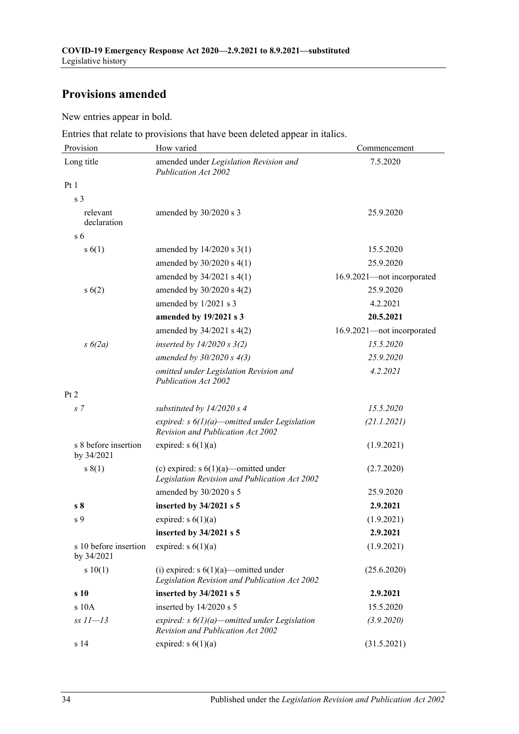## Provisions amended

New entries appear in bold.

Entries that relate to provisions that have been deleted appear in italics.

| Provision | How varied | Commencement |
|---|---|---|
| Long title | amended under *Legislation Revision and Publication Act 2002* | 7.5.2020 |
| Pt 1 | | |
| s 3 | | |
| relevant declaration | amended by 30/2020 s 3 | 25.9.2020 |
| s 6 | | |
| s 6(1) | amended by 14/2020 s 3(1) | 15.5.2020 |
| | amended by 30/2020 s 4(1) | 25.9.2020 |
| | amended by 34/2021 s 4(1) | 16.9.2021—not incorporated |
| s 6(2) | amended by 30/2020 s 4(2) | 25.9.2020 |
| | amended by 1/2021 s 3 | 4.2.2021 |
| | **amended by 19/2021 s 3** | **20.5.2021** |
| | amended by 34/2021 s 4(2) | 16.9.2021—not incorporated |
| *s 6(2a)* | *inserted by 14/2020 s 3(2)* | *15.5.2020* |
| | *amended by 30/2020 s 4(3)* | *25.9.2020* |
| | *omitted under Legislation Revision and Publication Act 2002* | *4.2.2021* |
| Pt 2 | | |
| *s 7* | *substituted by 14/2020 s 4* | *15.5.2020* |
| | *expired: s 6(1)(a)—omitted under Legislation Revision and Publication Act 2002* | *(21.1.2021)* |
| s 8 before insertion by 34/2021 | expired: s 6(1)(a) | (1.9.2021) |
| s 8(1) | (c) expired: s 6(1)(a)—omitted under *Legislation Revision and Publication Act 2002* | (2.7.2020) |
| | amended by 30/2020 s 5 | 25.9.2020 |
| **s 8** | **inserted by 34/2021 s 5** | **2.9.2021** |
| s 9 | expired: s 6(1)(a) | (1.9.2021) |
| | **inserted by 34/2021 s 5** | **2.9.2021** |
| s 10 before insertion by 34/2021 | expired: s 6(1)(a) | (1.9.2021) |
| s 10(1) | (i) expired: s 6(1)(a)—omitted under *Legislation Revision and Publication Act 2002* | (25.6.2020) |
| **s 10** | **inserted by 34/2021 s 5** | **2.9.2021** |
| s 10A | inserted by 14/2020 s 5 | 15.5.2020 |
| *ss 11—13* | *expired: s 6(1)(a)—omitted under Legislation Revision and Publication Act 2002* | *(3.9.2020)* |
| s 14 | expired: s 6(1)(a) | (31.5.2021) |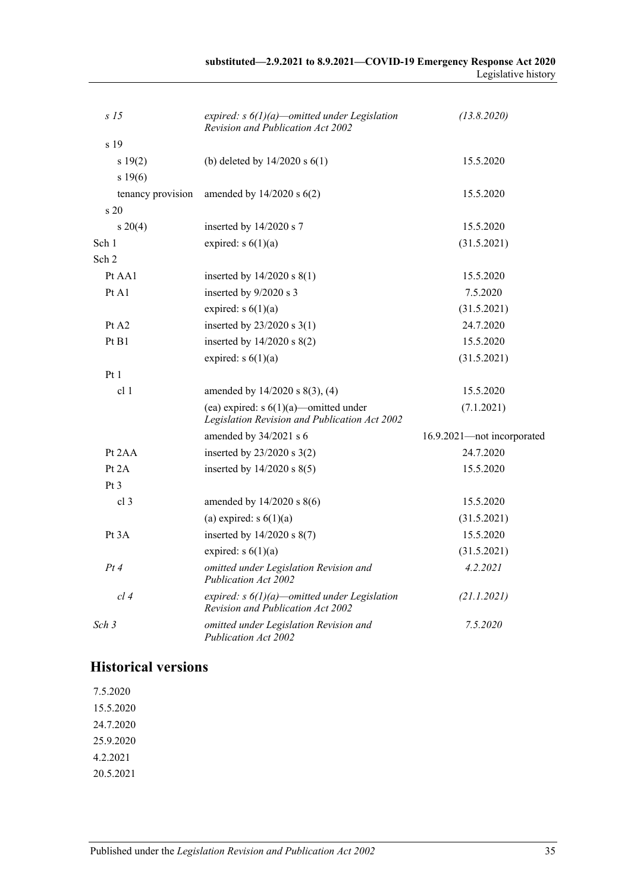| | | |
|---|---|---|
| *s 15* | *expired: s 6(1)(a)—omitted under Legislation Revision and Publication Act 2002* | *(13.8.2020)* |
| s 19 | | |
| s 19(2) | (b) deleted by 14/2020 s 6(1) | 15.5.2020 |
| s 19(6) | | |
| tenancy provision | amended by 14/2020 s 6(2) | 15.5.2020 |
| s 20 | | |
| s 20(4) | inserted by 14/2020 s 7 | 15.5.2020 |
| Sch 1 | expired: s 6(1)(a) | (31.5.2021) |
| Sch 2 | | |
| Pt AA1 | inserted by 14/2020 s 8(1) | 15.5.2020 |
| Pt A1 | inserted by 9/2020 s 3 | 7.5.2020 |
| | expired: s 6(1)(a) | (31.5.2021) |
| Pt A2 | inserted by 23/2020 s 3(1) | 24.7.2020 |
| Pt B1 | inserted by 14/2020 s 8(2) | 15.5.2020 |
| | expired: s 6(1)(a) | (31.5.2021) |
| Pt 1 | | |
| cl 1 | amended by 14/2020 s 8(3), (4) | 15.5.2020 |
| | (ea) expired: s 6(1)(a)—omitted under *Legislation Revision and Publication Act 2002* | (7.1.2021) |
| | amended by 34/2021 s 6 | 16.9.2021—not incorporated |
| Pt 2AA | inserted by 23/2020 s 3(2) | 24.7.2020 |
| Pt 2A | inserted by 14/2020 s 8(5) | 15.5.2020 |
| Pt 3 | | |
| cl 3 | amended by 14/2020 s 8(6) | 15.5.2020 |
| | (a) expired: s 6(1)(a) | (31.5.2021) |
| Pt 3A | inserted by 14/2020 s 8(7) | 15.5.2020 |
| | expired: s 6(1)(a) | (31.5.2021) |
| *Pt 4* | *omitted under Legislation Revision and Publication Act 2002* | *4.2.2021* |
| *cl 4* | *expired: s 6(1)(a)—omitted under Legislation Revision and Publication Act 2002* | *(21.1.2021)* |
| *Sch 3* | *omitted under Legislation Revision and Publication Act 2002* | *7.5.2020* |

## Historical versions

7.5.2020

15.5.2020

24.7.2020

25.9.2020

4.2.2021

20.5.2021